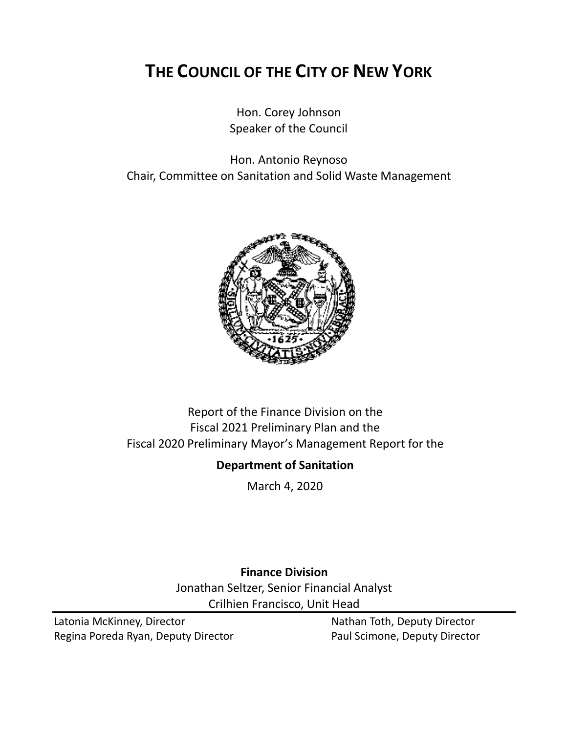# THE COUNCIL OF THE CITY OF NEW YORK

Hon. Corey Johnson
Speaker of the Council

Hon. Antonio Reynoso
Chair, Committee on Sanitation and Solid Waste Management

Report of the Finance Division on the
Fiscal 2021 Preliminary Plan and the
Fiscal 2020 Preliminary Mayor's Management Report for the

**Department of Sanitation**

March 4, 2020

**Finance Division**

Jonathan Seltzer, Senior Financial Analyst
Crilhien Francisco, Unit Head

Latonia McKinney, Director
Regina Poreda Ryan, Deputy Director
Nathan Toth, Deputy Director
Paul Scimone, Deputy Director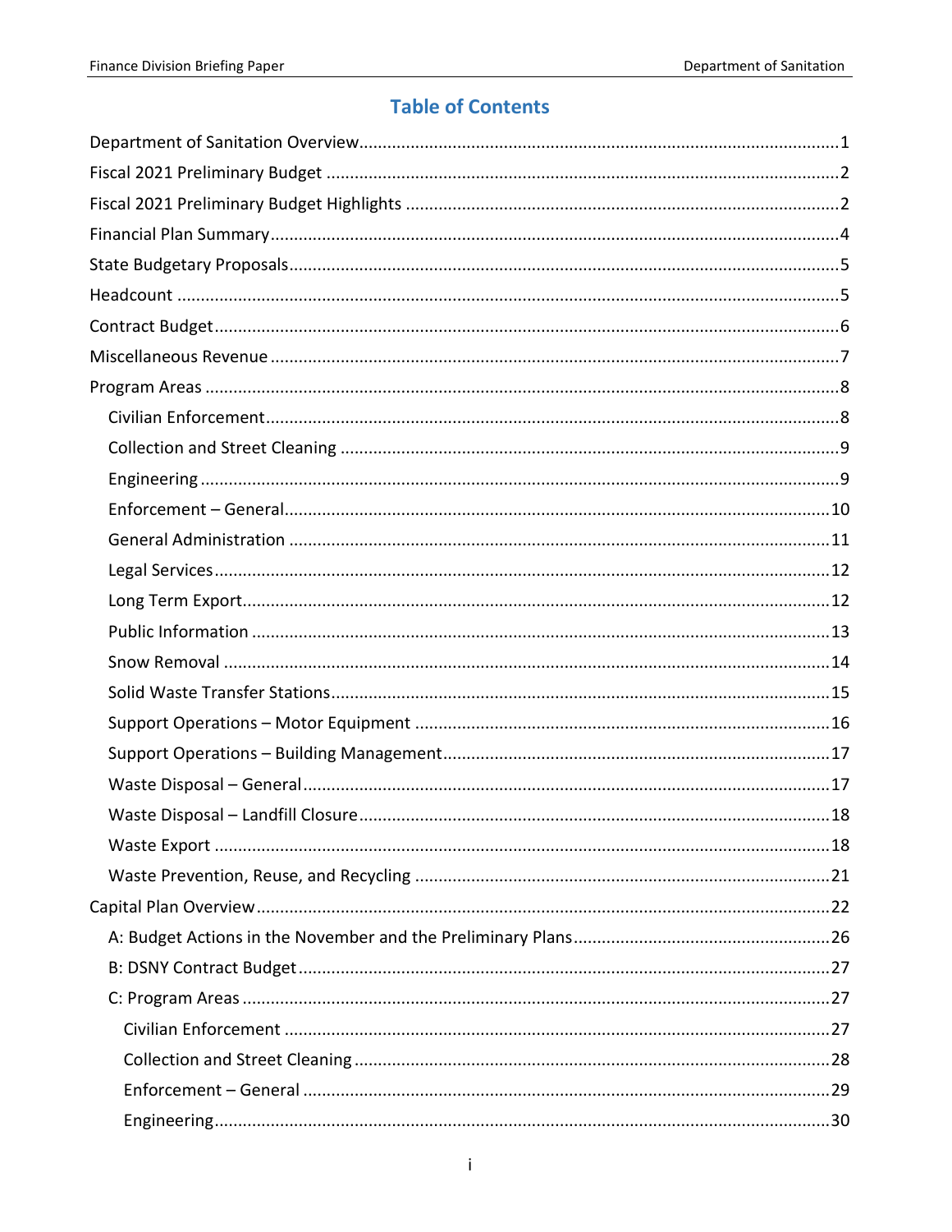# Table of Contents

- Department of Sanitation Overview ..... 1
- Fiscal 2021 Preliminary Budget ..... 2
- Fiscal 2021 Preliminary Budget Highlights ..... 2
- Financial Plan Summary ..... 4
- State Budgetary Proposals ..... 5
- Headcount ..... 5
- Contract Budget ..... 6
- Miscellaneous Revenue ..... 7
- Program Areas ..... 8
  - Civilian Enforcement ..... 8
  - Collection and Street Cleaning ..... 9
  - Engineering ..... 9
  - Enforcement – General ..... 10
  - General Administration ..... 11
  - Legal Services ..... 12
  - Long Term Export ..... 12
  - Public Information ..... 13
  - Snow Removal ..... 14
  - Solid Waste Transfer Stations ..... 15
  - Support Operations – Motor Equipment ..... 16
  - Support Operations – Building Management ..... 17
  - Waste Disposal – General ..... 17
  - Waste Disposal – Landfill Closure ..... 18
  - Waste Export ..... 18
  - Waste Prevention, Reuse, and Recycling ..... 21
- Capital Plan Overview ..... 22
  - A: Budget Actions in the November and the Preliminary Plans ..... 26
  - B: DSNY Contract Budget ..... 27
  - C: Program Areas ..... 27
    - Civilian Enforcement ..... 27
    - Collection and Street Cleaning ..... 28
    - Enforcement – General ..... 29
    - Engineering ..... 30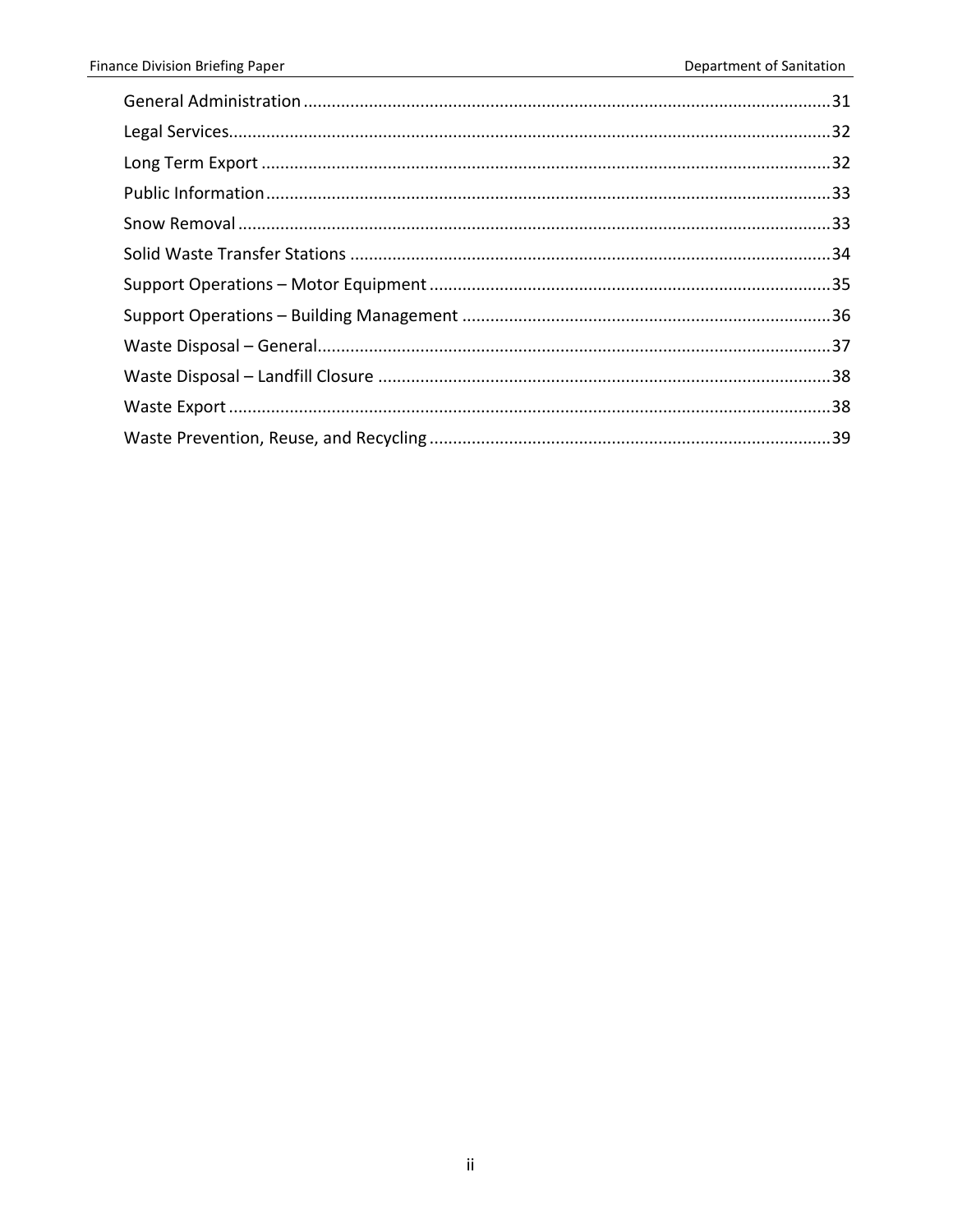General Administration ............................................................................................................31
Legal Services............................................................................................................................32
Long Term Export .....................................................................................................................32
Public Information....................................................................................................................33
Snow Removal ..........................................................................................................................33
Solid Waste Transfer Stations ..................................................................................................34
Support Operations – Motor Equipment .................................................................................35
Support Operations – Building Management ..........................................................................36
Waste Disposal – General.........................................................................................................37
Waste Disposal – Landfill Closure ...........................................................................................38
Waste Export ............................................................................................................................38
Waste Prevention, Reuse, and Recycling .................................................................................39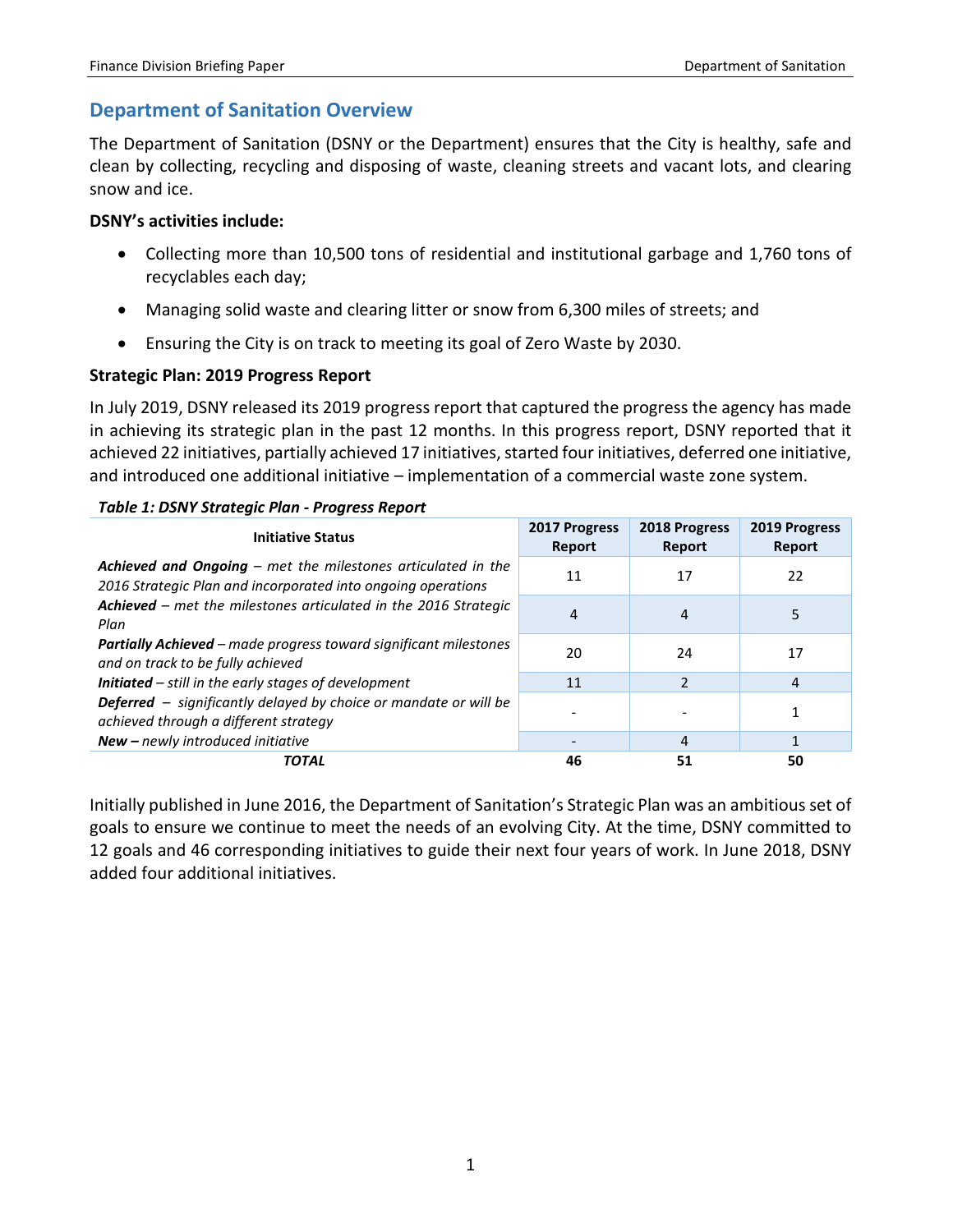## Department of Sanitation Overview

The Department of Sanitation (DSNY or the Department) ensures that the City is healthy, safe and clean by collecting, recycling and disposing of waste, cleaning streets and vacant lots, and clearing snow and ice.

**DSNY's activities include:**

- Collecting more than 10,500 tons of residential and institutional garbage and 1,760 tons of recyclables each day;
- Managing solid waste and clearing litter or snow from 6,300 miles of streets; and
- Ensuring the City is on track to meeting its goal of Zero Waste by 2030.

**Strategic Plan: 2019 Progress Report**

In July 2019, DSNY released its 2019 progress report that captured the progress the agency has made in achieving its strategic plan in the past 12 months. In this progress report, DSNY reported that it achieved 22 initiatives, partially achieved 17 initiatives, started four initiatives, deferred one initiative, and introduced one additional initiative – implementation of a commercial waste zone system.

***Table 1: DSNY Strategic Plan - Progress Report***

| Initiative Status | 2017 Progress Report | 2018 Progress Report | 2019 Progress Report |
|---|---|---|---|
| ***Achieved and Ongoing*** *– met the milestones articulated in the 2016 Strategic Plan and incorporated into ongoing operations* | 11 | 17 | 22 |
| ***Achieved*** *– met the milestones articulated in the 2016 Strategic Plan* | 4 | 4 | 5 |
| ***Partially Achieved*** *– made progress toward significant milestones and on track to be fully achieved* | 20 | 24 | 17 |
| ***Initiated*** *– still in the early stages of development* | 11 | 2 | 4 |
| ***Deferred*** *– significantly delayed by choice or mandate or will be achieved through a different strategy* | - | - | 1 |
| ***New –*** *newly introduced initiative* | - | 4 | 1 |
| ***TOTAL*** | **46** | **51** | **50** |

Initially published in June 2016, the Department of Sanitation's Strategic Plan was an ambitious set of goals to ensure we continue to meet the needs of an evolving City. At the time, DSNY committed to 12 goals and 46 corresponding initiatives to guide their next four years of work. In June 2018, DSNY added four additional initiatives.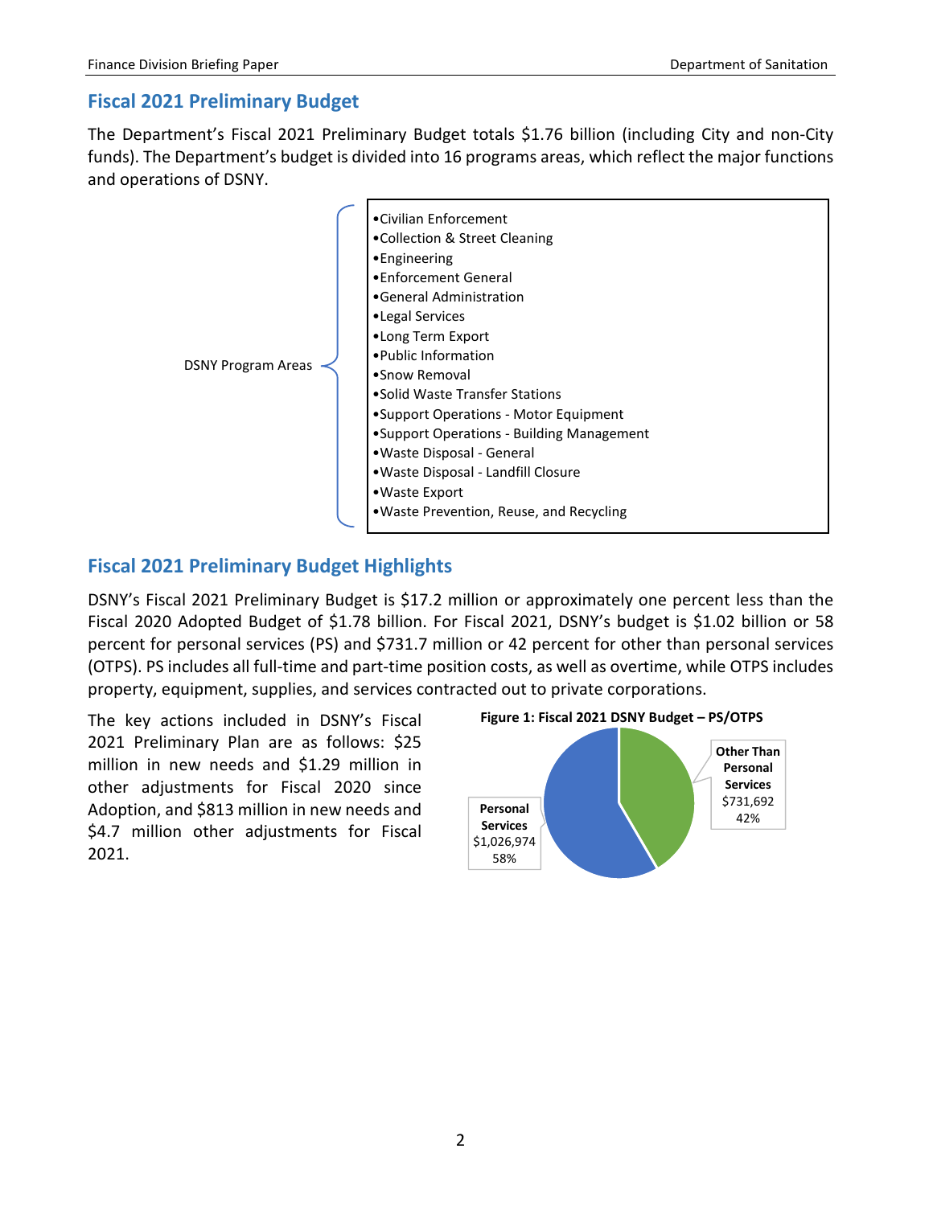## Fiscal 2021 Preliminary Budget

The Department's Fiscal 2021 Preliminary Budget totals $1.76 billion (including City and non-City funds). The Department's budget is divided into 16 programs areas, which reflect the major functions and operations of DSNY.

DSNY Program Areas

- Civilian Enforcement
- Collection & Street Cleaning
- Engineering
- Enforcement General
- General Administration
- Legal Services
- Long Term Export
- Public Information
- Snow Removal
- Solid Waste Transfer Stations
- Support Operations - Motor Equipment
- Support Operations - Building Management
- Waste Disposal - General
- Waste Disposal - Landfill Closure
- Waste Export
- Waste Prevention, Reuse, and Recycling

## Fiscal 2021 Preliminary Budget Highlights

DSNY's Fiscal 2021 Preliminary Budget is $17.2 million or approximately one percent less than the Fiscal 2020 Adopted Budget of $1.78 billion. For Fiscal 2021, DSNY's budget is $1.02 billion or 58 percent for personal services (PS) and $731.7 million or 42 percent for other than personal services (OTPS). PS includes all full-time and part-time position costs, as well as overtime, while OTPS includes property, equipment, supplies, and services contracted out to private corporations.

The key actions included in DSNY's Fiscal 2021 Preliminary Plan are as follows: $25 million in new needs and $1.29 million in other adjustments for Fiscal 2020 since Adoption, and $813 million in new needs and $4.7 million other adjustments for Fiscal 2021.

**Figure 1: Fiscal 2021 DSNY Budget – PS/OTPS**

| Category | Amount | Percent |
|---|---|---|
| Personal Services | $1,026,974 | 58% |
| Other Than Personal Services | $731,692 | 42% |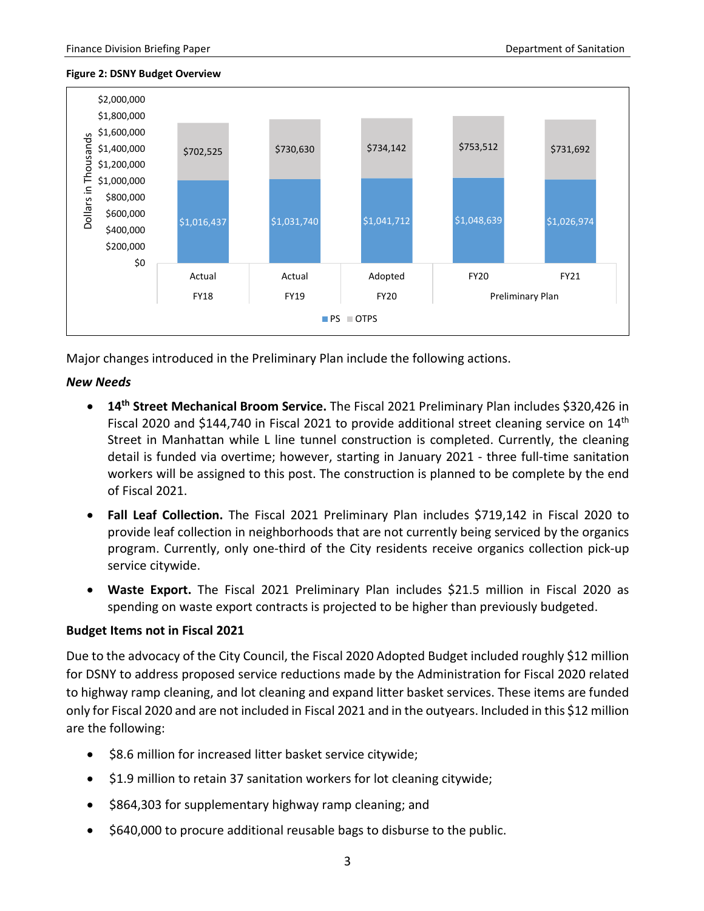**Figure 2: DSNY Budget Overview**

| | Actual FY18 | Actual FY19 | Adopted FY20 | Preliminary Plan FY20 | Preliminary Plan FY21 |
|---|---|---|---|---|---|
| PS | $1,016,437 | $1,031,740 | $1,041,712 | $1,048,639 | $1,026,974 |
| OTPS | $702,525 | $730,630 | $734,142 | $753,512 | $731,692 |

Dollars in Thousands

Major changes introduced in the Preliminary Plan include the following actions.

***New Needs***

- **14th Street Mechanical Broom Service.** The Fiscal 2021 Preliminary Plan includes $320,426 in Fiscal 2020 and $144,740 in Fiscal 2021 to provide additional street cleaning service on 14th Street in Manhattan while L line tunnel construction is completed. Currently, the cleaning detail is funded via overtime; however, starting in January 2021 - three full-time sanitation workers will be assigned to this post. The construction is planned to be complete by the end of Fiscal 2021.
- **Fall Leaf Collection.** The Fiscal 2021 Preliminary Plan includes $719,142 in Fiscal 2020 to provide leaf collection in neighborhoods that are not currently being serviced by the organics program. Currently, only one-third of the City residents receive organics collection pick-up service citywide.
- **Waste Export.** The Fiscal 2021 Preliminary Plan includes $21.5 million in Fiscal 2020 as spending on waste export contracts is projected to be higher than previously budgeted.

**Budget Items not in Fiscal 2021**

Due to the advocacy of the City Council, the Fiscal 2020 Adopted Budget included roughly $12 million for DSNY to address proposed service reductions made by the Administration for Fiscal 2020 related to highway ramp cleaning, and lot cleaning and expand litter basket services. These items are funded only for Fiscal 2020 and are not included in Fiscal 2021 and in the outyears. Included in this $12 million are the following:

- $8.6 million for increased litter basket service citywide;
- $1.9 million to retain 37 sanitation workers for lot cleaning citywide;
- $864,303 for supplementary highway ramp cleaning; and
- $640,000 to procure additional reusable bags to disburse to the public.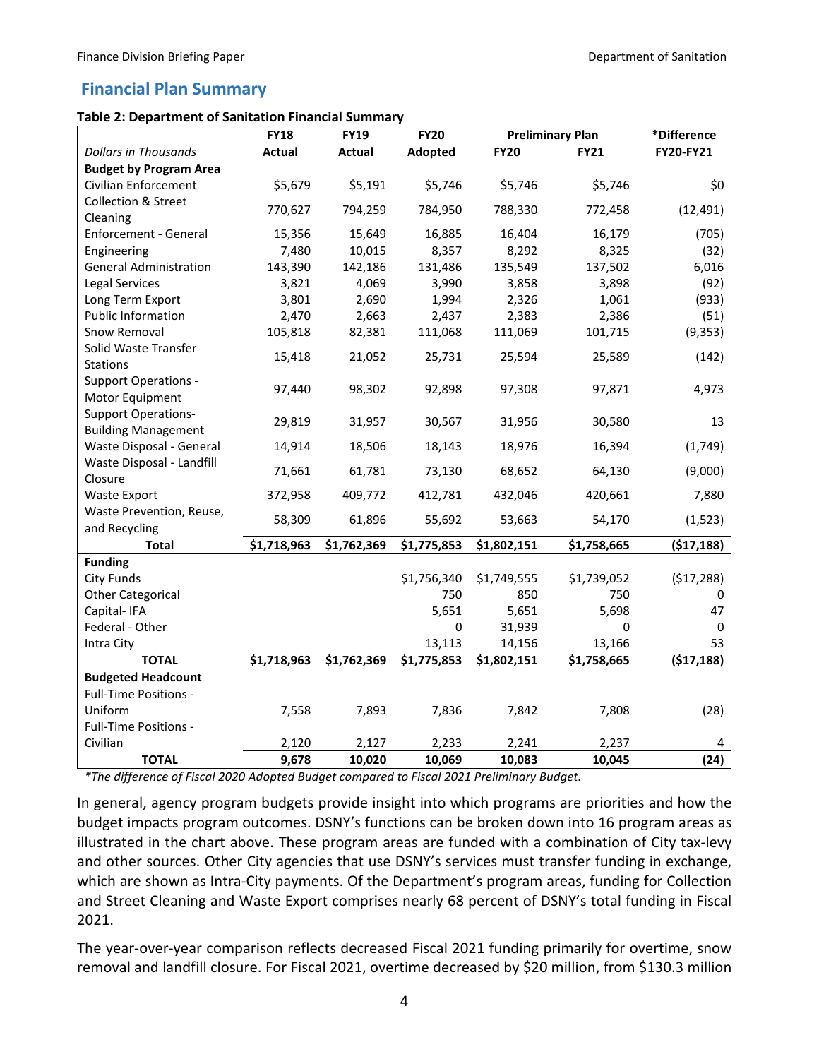## Financial Plan Summary

**Table 2: Department of Sanitation Financial Summary**

| Dollars in Thousands | FY18 Actual | FY19 Actual | FY20 Adopted | Preliminary Plan FY20 | Preliminary Plan FY21 | *Difference FY20-FY21 |
|---|---|---|---|---|---|---|
| **Budget by Program Area** | | | | | | |
| Civilian Enforcement | $5,679 | $5,191 | $5,746 | $5,746 | $5,746 | $0 |
| Collection & Street Cleaning | 770,627 | 794,259 | 784,950 | 788,330 | 772,458 | (12,491) |
| Enforcement - General | 15,356 | 15,649 | 16,885 | 16,404 | 16,179 | (705) |
| Engineering | 7,480 | 10,015 | 8,357 | 8,292 | 8,325 | (32) |
| General Administration | 143,390 | 142,186 | 131,486 | 135,549 | 137,502 | 6,016 |
| Legal Services | 3,821 | 4,069 | 3,990 | 3,858 | 3,898 | (92) |
| Long Term Export | 3,801 | 2,690 | 1,994 | 2,326 | 1,061 | (933) |
| Public Information | 2,470 | 2,663 | 2,437 | 2,383 | 2,386 | (51) |
| Snow Removal | 105,818 | 82,381 | 111,068 | 111,069 | 101,715 | (9,353) |
| Solid Waste Transfer Stations | 15,418 | 21,052 | 25,731 | 25,594 | 25,589 | (142) |
| Support Operations - Motor Equipment | 97,440 | 98,302 | 92,898 | 97,308 | 97,871 | 4,973 |
| Support Operations- Building Management | 29,819 | 31,957 | 30,567 | 31,956 | 30,580 | 13 |
| Waste Disposal - General | 14,914 | 18,506 | 18,143 | 18,976 | 16,394 | (1,749) |
| Waste Disposal - Landfill Closure | 71,661 | 61,781 | 73,130 | 68,652 | 64,130 | (9,000) |
| Waste Export | 372,958 | 409,772 | 412,781 | 432,046 | 420,661 | 7,880 |
| Waste Prevention, Reuse, and Recycling | 58,309 | 61,896 | 55,692 | 53,663 | 54,170 | (1,523) |
| **Total** | **$1,718,963** | **$1,762,369** | **$1,775,853** | **$1,802,151** | **$1,758,665** | **($17,188)** |
| **Funding** | | | | | | |
| City Funds | | | $1,756,340 | $1,749,555 | $1,739,052 | ($17,288) |
| Other Categorical | | | 750 | 850 | 750 | 0 |
| Capital- IFA | | | 5,651 | 5,651 | 5,698 | 47 |
| Federal - Other | | | 0 | 31,939 | 0 | 0 |
| Intra City | | | 13,113 | 14,156 | 13,166 | 53 |
| **TOTAL** | **$1,718,963** | **$1,762,369** | **$1,775,853** | **$1,802,151** | **$1,758,665** | **($17,188)** |
| **Budgeted Headcount** | | | | | | |
| Full-Time Positions - Uniform | 7,558 | 7,893 | 7,836 | 7,842 | 7,808 | (28) |
| Full-Time Positions - Civilian | 2,120 | 2,127 | 2,233 | 2,241 | 2,237 | 4 |
| **TOTAL** | **9,678** | **10,020** | **10,069** | **10,083** | **10,045** | **(24)** |

*\*The difference of Fiscal 2020 Adopted Budget compared to Fiscal 2021 Preliminary Budget.*

In general, agency program budgets provide insight into which programs are priorities and how the budget impacts program outcomes. DSNY's functions can be broken down into 16 program areas as illustrated in the chart above. These program areas are funded with a combination of City tax-levy and other sources. Other City agencies that use DSNY's services must transfer funding in exchange, which are shown as Intra-City payments. Of the Department's program areas, funding for Collection and Street Cleaning and Waste Export comprises nearly 68 percent of DSNY's total funding in Fiscal 2021.

The year-over-year comparison reflects decreased Fiscal 2021 funding primarily for overtime, snow removal and landfill closure. For Fiscal 2021, overtime decreased by $20 million, from $130.3 million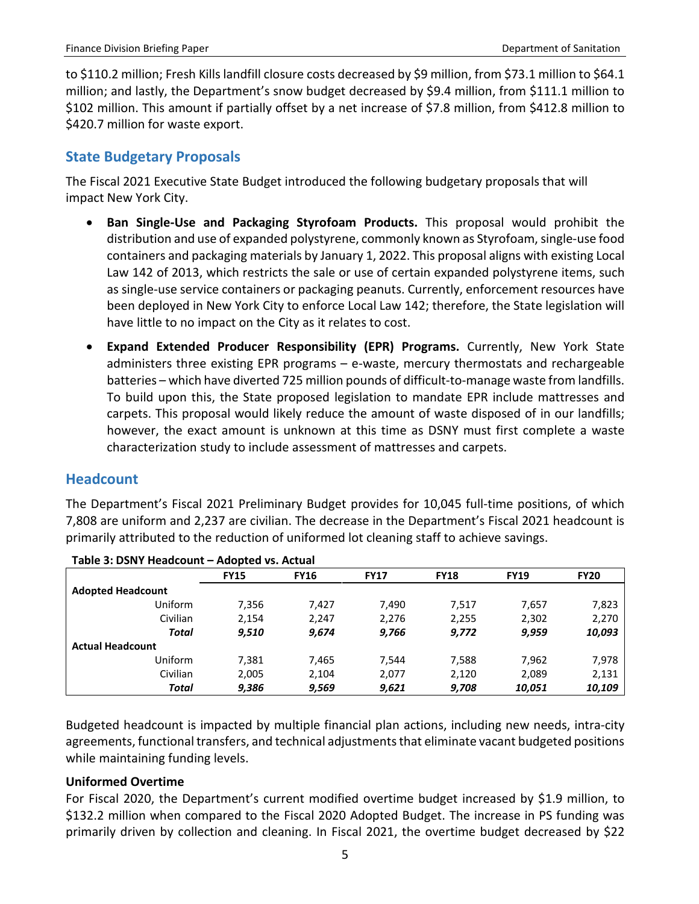to $110.2 million; Fresh Kills landfill closure costs decreased by $9 million, from $73.1 million to $64.1 million; and lastly, the Department's snow budget decreased by $9.4 million, from $111.1 million to $102 million. This amount if partially offset by a net increase of $7.8 million, from $412.8 million to $420.7 million for waste export.

## State Budgetary Proposals

The Fiscal 2021 Executive State Budget introduced the following budgetary proposals that will impact New York City.

- **Ban Single-Use and Packaging Styrofoam Products.** This proposal would prohibit the distribution and use of expanded polystyrene, commonly known as Styrofoam, single-use food containers and packaging materials by January 1, 2022. This proposal aligns with existing Local Law 142 of 2013, which restricts the sale or use of certain expanded polystyrene items, such as single-use service containers or packaging peanuts. Currently, enforcement resources have been deployed in New York City to enforce Local Law 142; therefore, the State legislation will have little to no impact on the City as it relates to cost.
- **Expand Extended Producer Responsibility (EPR) Programs.** Currently, New York State administers three existing EPR programs – e-waste, mercury thermostats and rechargeable batteries – which have diverted 725 million pounds of difficult-to-manage waste from landfills. To build upon this, the State proposed legislation to mandate EPR include mattresses and carpets. This proposal would likely reduce the amount of waste disposed of in our landfills; however, the exact amount is unknown at this time as DSNY must first complete a waste characterization study to include assessment of mattresses and carpets.

## Headcount

The Department's Fiscal 2021 Preliminary Budget provides for 10,045 full-time positions, of which 7,808 are uniform and 2,237 are civilian. The decrease in the Department's Fiscal 2021 headcount is primarily attributed to the reduction of uniformed lot cleaning staff to achieve savings.

**Table 3: DSNY Headcount – Adopted vs. Actual**

| | FY15 | FY16 | FY17 | FY18 | FY19 | FY20 |
|---|---|---|---|---|---|---|
| **Adopted Headcount** | | | | | | |
| Uniform | 7,356 | 7,427 | 7,490 | 7,517 | 7,657 | 7,823 |
| Civilian | 2,154 | 2,247 | 2,276 | 2,255 | 2,302 | 2,270 |
| ***Total*** | ***9,510*** | ***9,674*** | ***9,766*** | ***9,772*** | ***9,959*** | ***10,093*** |
| **Actual Headcount** | | | | | | |
| Uniform | 7,381 | 7,465 | 7,544 | 7,588 | 7,962 | 7,978 |
| Civilian | 2,005 | 2,104 | 2,077 | 2,120 | 2,089 | 2,131 |
| ***Total*** | ***9,386*** | ***9,569*** | ***9,621*** | ***9,708*** | ***10,051*** | ***10,109*** |

Budgeted headcount is impacted by multiple financial plan actions, including new needs, intra-city agreements, functional transfers, and technical adjustments that eliminate vacant budgeted positions while maintaining funding levels.

**Uniformed Overtime**

For Fiscal 2020, the Department's current modified overtime budget increased by $1.9 million, to $132.2 million when compared to the Fiscal 2020 Adopted Budget. The increase in PS funding was primarily driven by collection and cleaning. In Fiscal 2021, the overtime budget decreased by $22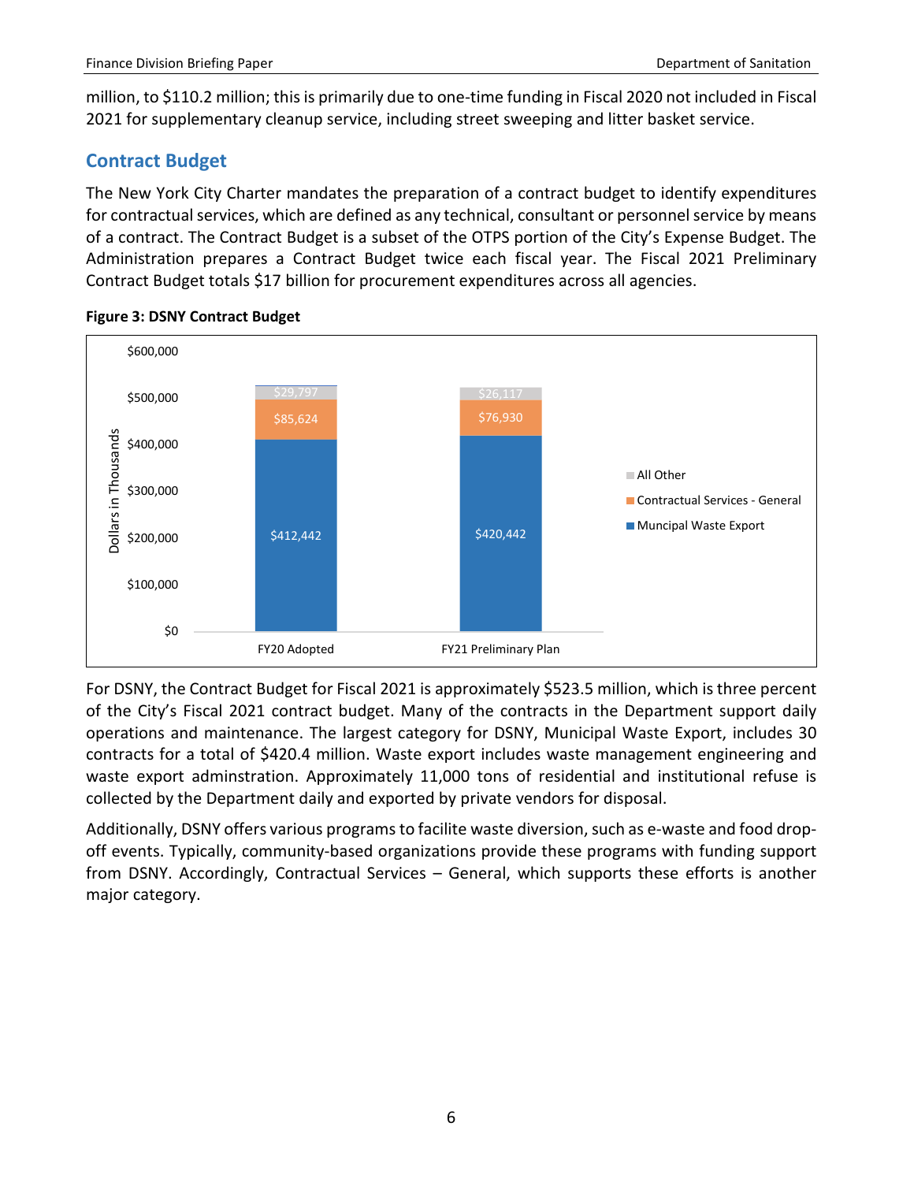million, to $110.2 million; this is primarily due to one-time funding in Fiscal 2020 not included in Fiscal 2021 for supplementary cleanup service, including street sweeping and litter basket service.

## Contract Budget

The New York City Charter mandates the preparation of a contract budget to identify expenditures for contractual services, which are defined as any technical, consultant or personnel service by means of a contract. The Contract Budget is a subset of the OTPS portion of the City's Expense Budget. The Administration prepares a Contract Budget twice each fiscal year. The Fiscal 2021 Preliminary Contract Budget totals $17 billion for procurement expenditures across all agencies.

**Figure 3: DSNY Contract Budget**

| Dollars in Thousands | FY20 Adopted | FY21 Preliminary Plan |
|---|---|---|
| All Other | $29,797 | $26,117 |
| Contractual Services - General | $85,624 | $76,930 |
| Muncipal Waste Export | $412,442 | $420,442 |

For DSNY, the Contract Budget for Fiscal 2021 is approximately $523.5 million, which is three percent of the City's Fiscal 2021 contract budget. Many of the contracts in the Department support daily operations and maintenance. The largest category for DSNY, Municipal Waste Export, includes 30 contracts for a total of $420.4 million. Waste export includes waste management engineering and waste export adminstration. Approximately 11,000 tons of residential and institutional refuse is collected by the Department daily and exported by private vendors for disposal.

Additionally, DSNY offers various programs to facilite waste diversion, such as e-waste and food drop-off events. Typically, community-based organizations provide these programs with funding support from DSNY. Accordingly, Contractual Services – General, which supports these efforts is another major category.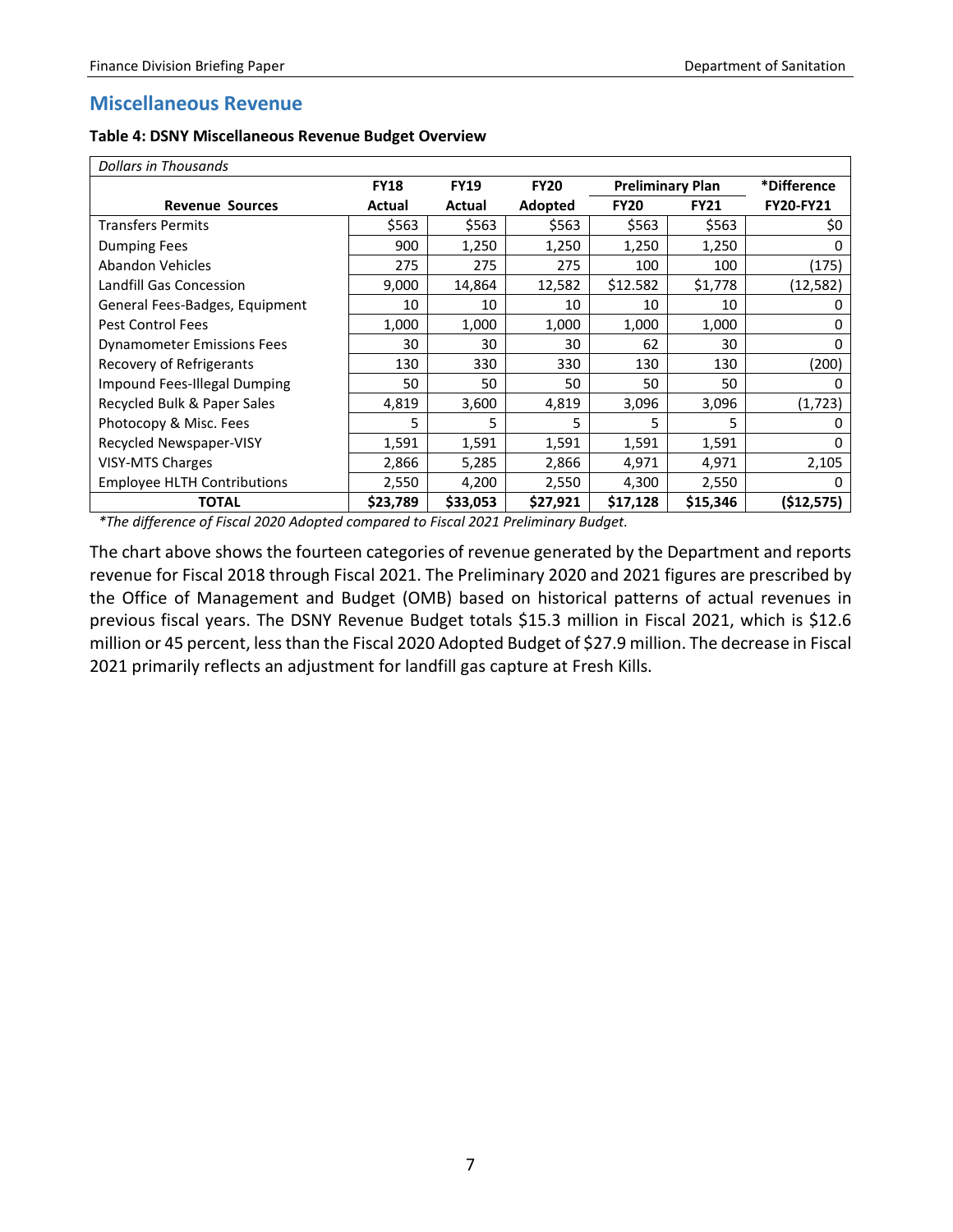## Miscellaneous Revenue

**Table 4: DSNY Miscellaneous Revenue Budget Overview**

| *Dollars in Thousands* | | | | | | |
|---|---|---|---|---|---|---|
| | **FY18** | **FY19** | **FY20** | **Preliminary Plan** | | ***Difference** |
| **Revenue Sources** | **Actual** | **Actual** | **Adopted** | **FY20** | **FY21** | **FY20-FY21** |
| Transfers Permits | $563 | $563 | $563 | $563 | $563 | $0 |
| Dumping Fees | 900 | 1,250 | 1,250 | 1,250 | 1,250 | 0 |
| Abandon Vehicles | 275 | 275 | 275 | 100 | 100 | (175) |
| Landfill Gas Concession | 9,000 | 14,864 | 12,582 | $12.582 | $1,778 | (12,582) |
| General Fees-Badges, Equipment | 10 | 10 | 10 | 10 | 10 | 0 |
| Pest Control Fees | 1,000 | 1,000 | 1,000 | 1,000 | 1,000 | 0 |
| Dynamometer Emissions Fees | 30 | 30 | 30 | 62 | 30 | 0 |
| Recovery of Refrigerants | 130 | 330 | 330 | 130 | 130 | (200) |
| Impound Fees-Illegal Dumping | 50 | 50 | 50 | 50 | 50 | 0 |
| Recycled Bulk & Paper Sales | 4,819 | 3,600 | 4,819 | 3,096 | 3,096 | (1,723) |
| Photocopy & Misc. Fees | 5 | 5 | 5 | 5 | 5 | 0 |
| Recycled Newspaper-VISY | 1,591 | 1,591 | 1,591 | 1,591 | 1,591 | 0 |
| VISY-MTS Charges | 2,866 | 5,285 | 2,866 | 4,971 | 4,971 | 2,105 |
| Employee HLTH Contributions | 2,550 | 4,200 | 2,550 | 4,300 | 2,550 | 0 |
| **TOTAL** | **$23,789** | **$33,053** | **$27,921** | **$17,128** | **$15,346** | **($12,575)** |

*\*The difference of Fiscal 2020 Adopted compared to Fiscal 2021 Preliminary Budget.*

The chart above shows the fourteen categories of revenue generated by the Department and reports revenue for Fiscal 2018 through Fiscal 2021. The Preliminary 2020 and 2021 figures are prescribed by the Office of Management and Budget (OMB) based on historical patterns of actual revenues in previous fiscal years. The DSNY Revenue Budget totals $15.3 million in Fiscal 2021, which is $12.6 million or 45 percent, less than the Fiscal 2020 Adopted Budget of $27.9 million. The decrease in Fiscal 2021 primarily reflects an adjustment for landfill gas capture at Fresh Kills.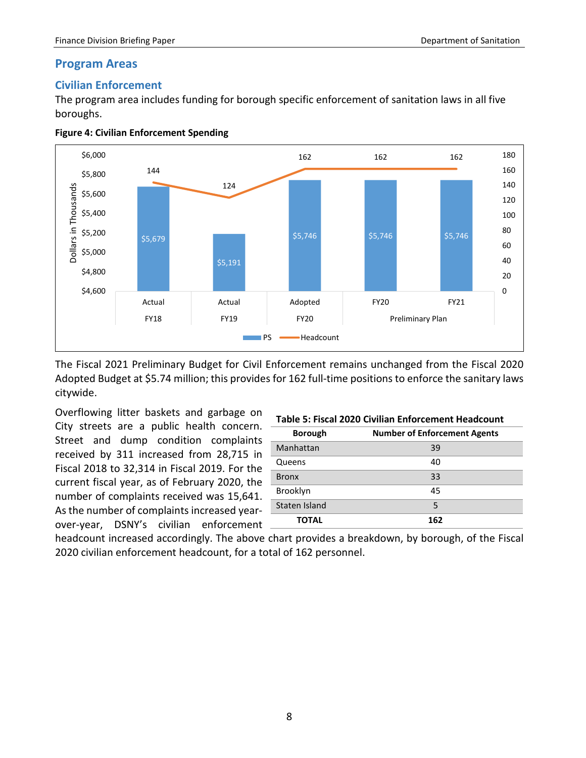## Program Areas

### Civilian Enforcement

The program area includes funding for borough specific enforcement of sanitation laws in all five boroughs.

**Figure 4: Civilian Enforcement Spending**

| | Actual FY18 | Actual FY19 | Adopted FY20 | Preliminary Plan FY20 | Preliminary Plan FY21 |
|---|---|---|---|---|---|
| PS (Dollars in Thousands) | $5,679 | $5,191 | $5,746 | $5,746 | $5,746 |
| Headcount | 144 | 124 | 162 | 162 | 162 |

The Fiscal 2021 Preliminary Budget for Civil Enforcement remains unchanged from the Fiscal 2020 Adopted Budget at $5.74 million; this provides for 162 full-time positions to enforce the sanitary laws citywide.

Overflowing litter baskets and garbage on City streets are a public health concern. Street and dump condition complaints received by 311 increased from 28,715 in Fiscal 2018 to 32,314 in Fiscal 2019. For the current fiscal year, as of February 2020, the number of complaints received was 15,641. As the number of complaints increased year-over-year, DSNY's civilian enforcement headcount increased accordingly. The above chart provides a breakdown, by borough, of the Fiscal 2020 civilian enforcement headcount, for a total of 162 personnel.

**Table 5: Fiscal 2020 Civilian Enforcement Headcount**

| Borough | Number of Enforcement Agents |
|---|---|
| Manhattan | 39 |
| Queens | 40 |
| Bronx | 33 |
| Brooklyn | 45 |
| Staten Island | 5 |
| **TOTAL** | **162** |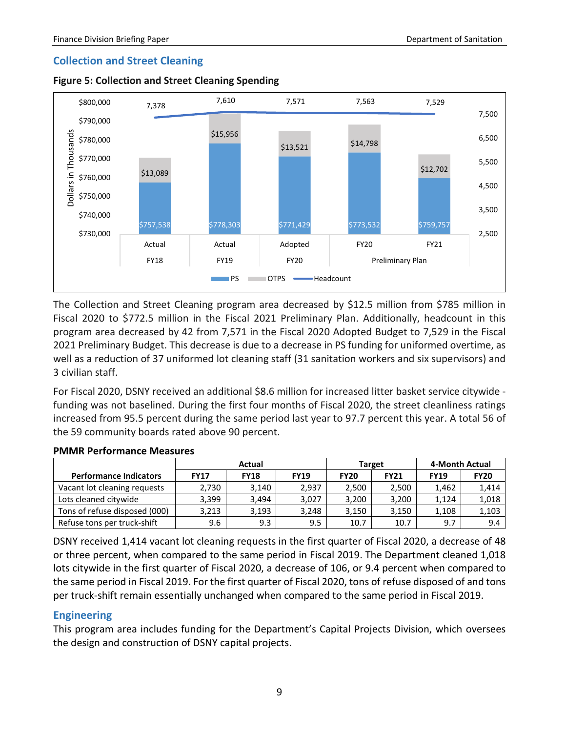## Collection and Street Cleaning

**Figure 5: Collection and Street Cleaning Spending**

| | Actual FY18 | Actual FY19 | Adopted FY20 | Preliminary Plan FY20 | Preliminary Plan FY21 |
|---|---|---|---|---|---|
| PS | $757,538 | $778,303 | $771,429 | $773,532 | $759,757 |
| OTPS | $13,089 | $15,956 | $13,521 | $14,798 | $12,702 |
| Headcount | 7,378 | 7,610 | 7,571 | 7,563 | 7,529 |

*Dollars in Thousands*

The Collection and Street Cleaning program area decreased by $12.5 million from $785 million in Fiscal 2020 to $772.5 million in the Fiscal 2021 Preliminary Plan. Additionally, headcount in this program area decreased by 42 from 7,571 in the Fiscal 2020 Adopted Budget to 7,529 in the Fiscal 2021 Preliminary Budget. This decrease is due to a decrease in PS funding for uniformed overtime, as well as a reduction of 37 uniformed lot cleaning staff (31 sanitation workers and six supervisors) and 3 civilian staff.

For Fiscal 2020, DSNY received an additional $8.6 million for increased litter basket service citywide - funding was not baselined. During the first four months of Fiscal 2020, the street cleanliness ratings increased from 95.5 percent during the same period last year to 97.7 percent this year. A total 56 of the 59 community boards rated above 90 percent.

**PMMR Performance Measures**

| | Actual | | | Target | | 4-Month Actual | |
|---|---|---|---|---|---|---|---|
| **Performance Indicators** | **FY17** | **FY18** | **FY19** | **FY20** | **FY21** | **FY19** | **FY20** |
| Vacant lot cleaning requests | 2,730 | 3,140 | 2,937 | 2,500 | 2,500 | 1,462 | 1,414 |
| Lots cleaned citywide | 3,399 | 3,494 | 3,027 | 3,200 | 3,200 | 1,124 | 1,018 |
| Tons of refuse disposed (000) | 3,213 | 3,193 | 3,248 | 3,150 | 3,150 | 1,108 | 1,103 |
| Refuse tons per truck-shift | 9.6 | 9.3 | 9.5 | 10.7 | 10.7 | 9.7 | 9.4 |

DSNY received 1,414 vacant lot cleaning requests in the first quarter of Fiscal 2020, a decrease of 48 or three percent, when compared to the same period in Fiscal 2019. The Department cleaned 1,018 lots citywide in the first quarter of Fiscal 2020, a decrease of 106, or 9.4 percent when compared to the same period in Fiscal 2019. For the first quarter of Fiscal 2020, tons of refuse disposed of and tons per truck-shift remain essentially unchanged when compared to the same period in Fiscal 2019.

## Engineering

This program area includes funding for the Department's Capital Projects Division, which oversees the design and construction of DSNY capital projects.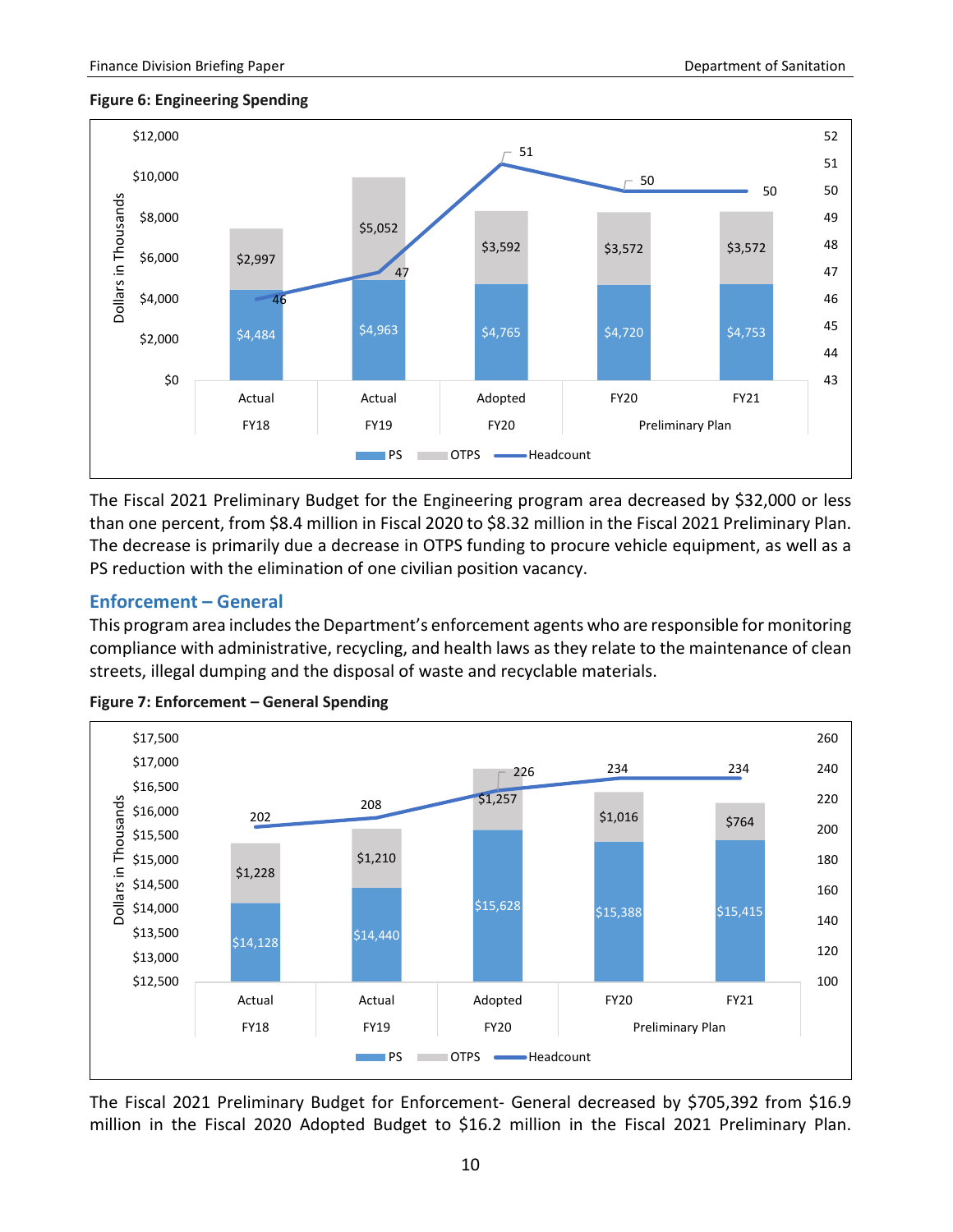**Figure 6: Engineering Spending**

| | Actual FY18 | Actual FY19 | Adopted FY20 | Preliminary Plan FY20 | Preliminary Plan FY21 |
|---|---|---|---|---|---|
| PS | $4,484 | $4,963 | $4,765 | $4,720 | $4,753 |
| OTPS | $2,997 | $5,052 | $3,592 | $3,572 | $3,572 |
| Headcount | 46 | 47 | 51 | 50 | 50 |

The Fiscal 2021 Preliminary Budget for the Engineering program area decreased by $32,000 or less than one percent, from $8.4 million in Fiscal 2020 to $8.32 million in the Fiscal 2021 Preliminary Plan. The decrease is primarily due a decrease in OTPS funding to procure vehicle equipment, as well as a PS reduction with the elimination of one civilian position vacancy.

## Enforcement – General

This program area includes the Department's enforcement agents who are responsible for monitoring compliance with administrative, recycling, and health laws as they relate to the maintenance of clean streets, illegal dumping and the disposal of waste and recyclable materials.

**Figure 7: Enforcement – General Spending**

| | Actual FY18 | Actual FY19 | Adopted FY20 | Preliminary Plan FY20 | Preliminary Plan FY21 |
|---|---|---|---|---|---|
| PS | $14,128 | $14,440 | $15,628 | $15,388 | $15,415 |
| OTPS | $1,228 | $1,210 | $1,257 | $1,016 | $764 |
| Headcount | 202 | 208 | 226 | 234 | 234 |

The Fiscal 2021 Preliminary Budget for Enforcement- General decreased by $705,392 from $16.9 million in the Fiscal 2020 Adopted Budget to $16.2 million in the Fiscal 2021 Preliminary Plan.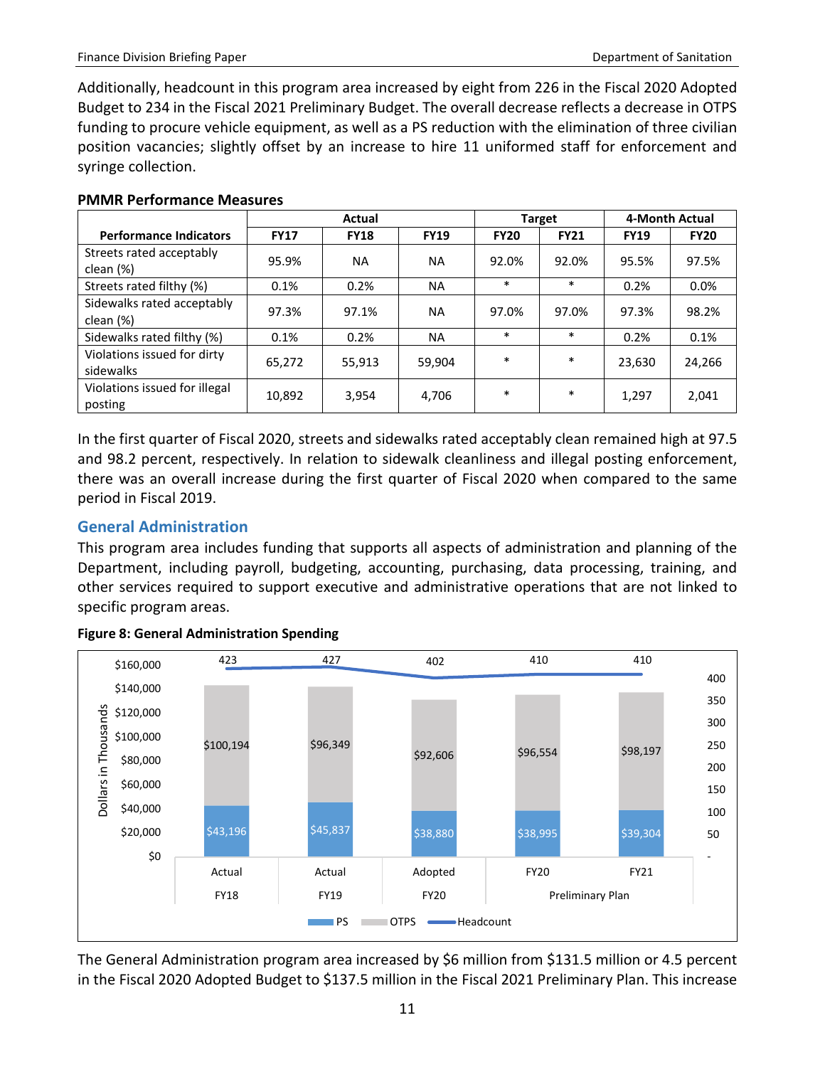Additionally, headcount in this program area increased by eight from 226 in the Fiscal 2020 Adopted Budget to 234 in the Fiscal 2021 Preliminary Budget. The overall decrease reflects a decrease in OTPS funding to procure vehicle equipment, as well as a PS reduction with the elimination of three civilian position vacancies; slightly offset by an increase to hire 11 uniformed staff for enforcement and syringe collection.

**PMMR Performance Measures**

| | Actual | | | Target | | 4-Month Actual | |
|---|---|---|---|---|---|---|---|
| **Performance Indicators** | **FY17** | **FY18** | **FY19** | **FY20** | **FY21** | **FY19** | **FY20** |
| Streets rated acceptably clean (%) | 95.9% | NA | NA | 92.0% | 92.0% | 95.5% | 97.5% |
| Streets rated filthy (%) | 0.1% | 0.2% | NA | * | * | 0.2% | 0.0% |
| Sidewalks rated acceptably clean (%) | 97.3% | 97.1% | NA | 97.0% | 97.0% | 97.3% | 98.2% |
| Sidewalks rated filthy (%) | 0.1% | 0.2% | NA | * | * | 0.2% | 0.1% |
| Violations issued for dirty sidewalks | 65,272 | 55,913 | 59,904 | * | * | 23,630 | 24,266 |
| Violations issued for illegal posting | 10,892 | 3,954 | 4,706 | * | * | 1,297 | 2,041 |

In the first quarter of Fiscal 2020, streets and sidewalks rated acceptably clean remained high at 97.5 and 98.2 percent, respectively. In relation to sidewalk cleanliness and illegal posting enforcement, there was an overall increase during the first quarter of Fiscal 2020 when compared to the same period in Fiscal 2019.

## General Administration

This program area includes funding that supports all aspects of administration and planning of the Department, including payroll, budgeting, accounting, purchasing, data processing, training, and other services required to support executive and administrative operations that are not linked to specific program areas.

**Figure 8: General Administration Spending**

| Dollars in Thousands | Actual FY18 | Actual FY19 | Adopted FY20 | Preliminary Plan FY20 | Preliminary Plan FY21 |
|---|---|---|---|---|---|
| PS | $43,196 | $45,837 | $38,880 | $38,995 | $39,304 |
| OTPS | $100,194 | $96,349 | $92,606 | $96,554 | $98,197 |
| Headcount | 423 | 427 | 402 | 410 | 410 |

The General Administration program area increased by $6 million from $131.5 million or 4.5 percent in the Fiscal 2020 Adopted Budget to $137.5 million in the Fiscal 2021 Preliminary Plan. This increase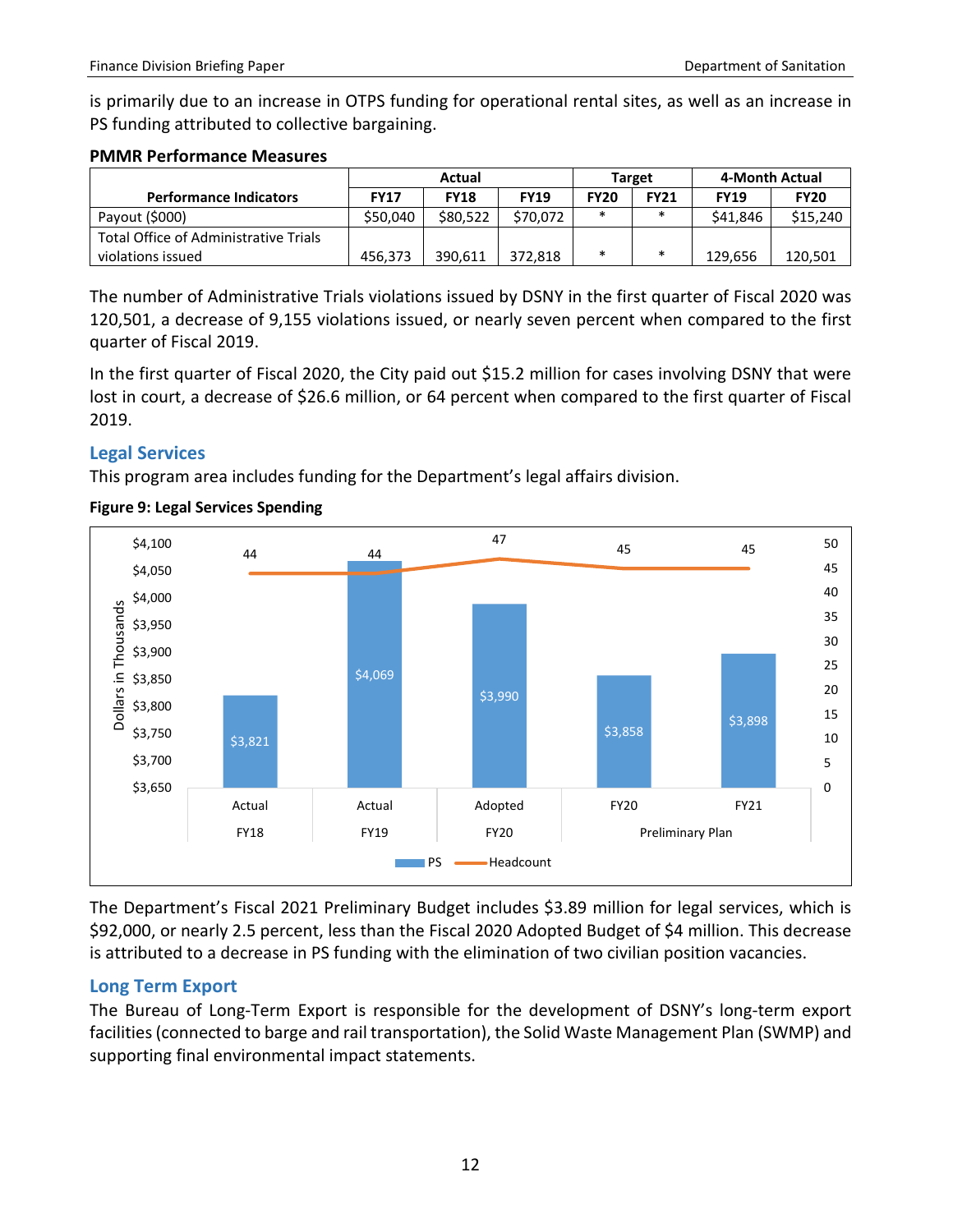is primarily due to an increase in OTPS funding for operational rental sites, as well as an increase in PS funding attributed to collective bargaining.

**PMMR Performance Measures**

| Performance Indicators | Actual | | | Target | | 4-Month Actual | |
|---|---|---|---|---|---|---|---|
| | FY17 | FY18 | FY19 | FY20 | FY21 | FY19 | FY20 |
| Payout ($000) | $50,040 | $80,522 | $70,072 | * | * | $41,846 | $15,240 |
| Total Office of Administrative Trials violations issued | 456,373 | 390,611 | 372,818 | * | * | 129,656 | 120,501 |

The number of Administrative Trials violations issued by DSNY in the first quarter of Fiscal 2020 was 120,501, a decrease of 9,155 violations issued, or nearly seven percent when compared to the first quarter of Fiscal 2019.

In the first quarter of Fiscal 2020, the City paid out $15.2 million for cases involving DSNY that were lost in court, a decrease of $26.6 million, or 64 percent when compared to the first quarter of Fiscal 2019.

## Legal Services

This program area includes funding for the Department's legal affairs division.

**Figure 9: Legal Services Spending**

| | Actual FY18 | Actual FY19 | Adopted FY20 | Preliminary Plan FY20 | Preliminary Plan FY21 |
|---|---|---|---|---|---|
| PS (Dollars in Thousands) | $3,821 | $4,069 | $3,990 | $3,858 | $3,898 |
| Headcount | 44 | 44 | 47 | 45 | 45 |

The Department's Fiscal 2021 Preliminary Budget includes $3.89 million for legal services, which is $92,000, or nearly 2.5 percent, less than the Fiscal 2020 Adopted Budget of $4 million. This decrease is attributed to a decrease in PS funding with the elimination of two civilian position vacancies.

## Long Term Export

The Bureau of Long-Term Export is responsible for the development of DSNY's long-term export facilities (connected to barge and rail transportation), the Solid Waste Management Plan (SWMP) and supporting final environmental impact statements.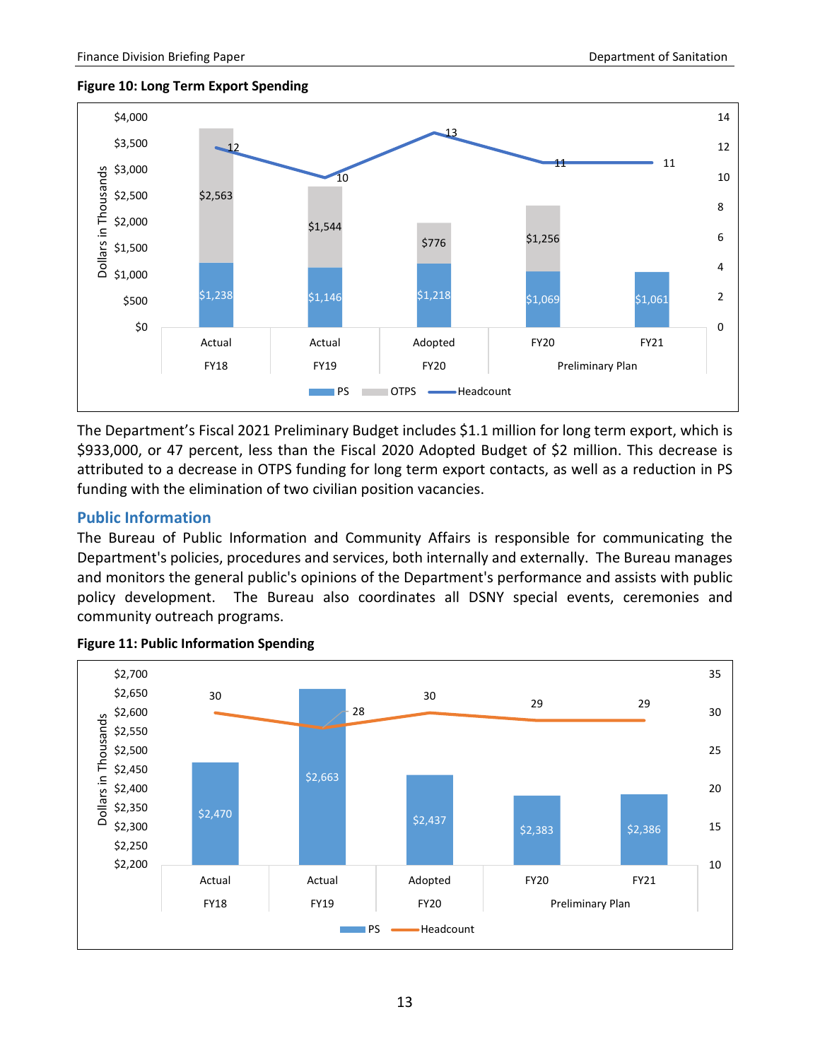**Figure 10: Long Term Export Spending**

| | Actual FY18 | Actual FY19 | Adopted FY20 | Preliminary Plan FY20 | Preliminary Plan FY21 |
|---|---|---|---|---|---|
| PS | $1,238 | $1,146 | $1,218 | $1,069 | $1,061 |
| OTPS | $2,563 | $1,544 | $776 | $1,256 | |
| Headcount | 12 | 10 | 13 | 11 | 11 |

The Department's Fiscal 2021 Preliminary Budget includes $1.1 million for long term export, which is $933,000, or 47 percent, less than the Fiscal 2020 Adopted Budget of $2 million. This decrease is attributed to a decrease in OTPS funding for long term export contacts, as well as a reduction in PS funding with the elimination of two civilian position vacancies.

## Public Information

The Bureau of Public Information and Community Affairs is responsible for communicating the Department's policies, procedures and services, both internally and externally. The Bureau manages and monitors the general public's opinions of the Department's performance and assists with public policy development. The Bureau also coordinates all DSNY special events, ceremonies and community outreach programs.

**Figure 11: Public Information Spending**

| | Actual FY18 | Actual FY19 | Adopted FY20 | Preliminary Plan FY20 | Preliminary Plan FY21 |
|---|---|---|---|---|---|
| PS | $2,470 | $2,663 | $2,437 | $2,383 | $2,386 |
| Headcount | 30 | 28 | 30 | 29 | 29 |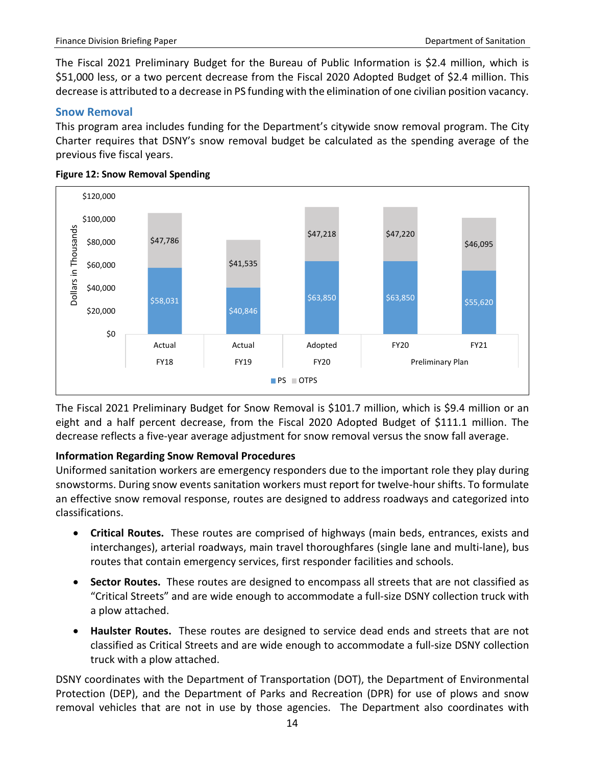The Fiscal 2021 Preliminary Budget for the Bureau of Public Information is $2.4 million, which is $51,000 less, or a two percent decrease from the Fiscal 2020 Adopted Budget of $2.4 million. This decrease is attributed to a decrease in PS funding with the elimination of one civilian position vacancy.

### Snow Removal

This program area includes funding for the Department's citywide snow removal program. The City Charter requires that DSNY's snow removal budget be calculated as the spending average of the previous five fiscal years.

**Figure 12: Snow Removal Spending**

Dollars in Thousands

| | Actual FY18 | Actual FY19 | Adopted FY20 | FY20 Preliminary Plan | FY21 Preliminary Plan |
|---|---|---|---|---|---|
| PS | $58,031 | $40,846 | $63,850 | $63,850 | $55,620 |
| OTPS | $47,786 | $41,535 | $47,218 | $47,220 | $46,095 |

The Fiscal 2021 Preliminary Budget for Snow Removal is $101.7 million, which is $9.4 million or an eight and a half percent decrease, from the Fiscal 2020 Adopted Budget of $111.1 million. The decrease reflects a five-year average adjustment for snow removal versus the snow fall average.

**Information Regarding Snow Removal Procedures**

Uniformed sanitation workers are emergency responders due to the important role they play during snowstorms. During snow events sanitation workers must report for twelve-hour shifts. To formulate an effective snow removal response, routes are designed to address roadways and categorized into classifications.

- **Critical Routes.** These routes are comprised of highways (main beds, entrances, exists and interchanges), arterial roadways, main travel thoroughfares (single lane and multi-lane), bus routes that contain emergency services, first responder facilities and schools.
- **Sector Routes.** These routes are designed to encompass all streets that are not classified as "Critical Streets" and are wide enough to accommodate a full-size DSNY collection truck with a plow attached.
- **Haulster Routes.** These routes are designed to service dead ends and streets that are not classified as Critical Streets and are wide enough to accommodate a full-size DSNY collection truck with a plow attached.

DSNY coordinates with the Department of Transportation (DOT), the Department of Environmental Protection (DEP), and the Department of Parks and Recreation (DPR) for use of plows and snow removal vehicles that are not in use by those agencies. The Department also coordinates with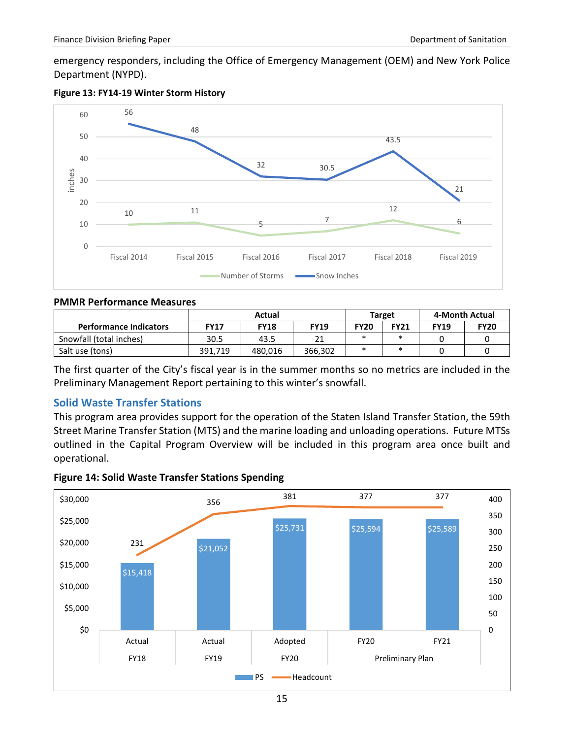emergency responders, including the Office of Emergency Management (OEM) and New York Police Department (NYPD).

**Figure 13: FY14-19 Winter Storm History**

| | Fiscal 2014 | Fiscal 2015 | Fiscal 2016 | Fiscal 2017 | Fiscal 2018 | Fiscal 2019 |
|---|---|---|---|---|---|---|
| Number of Storms | 10 | 11 | 5 | 7 | 12 | 6 |
| Snow Inches | 56 | 48 | 32 | 30.5 | 43.5 | 21 |

**PMMR Performance Measures**

| Performance Indicators | Actual | | | Target | | 4-Month Actual | |
|---|---|---|---|---|---|---|---|
| | FY17 | FY18 | FY19 | FY20 | FY21 | FY19 | FY20 |
| Snowfall (total inches) | 30.5 | 43.5 | 21 | * | * | 0 | 0 |
| Salt use (tons) | 391,719 | 480,016 | 366,302 | * | * | 0 | 0 |

The first quarter of the City's fiscal year is in the summer months so no metrics are included in the Preliminary Management Report pertaining to this winter's snowfall.

## Solid Waste Transfer Stations

This program area provides support for the operation of the Staten Island Transfer Station, the 59th Street Marine Transfer Station (MTS) and the marine loading and unloading operations. Future MTSs outlined in the Capital Program Overview will be included in this program area once built and operational.

**Figure 14: Solid Waste Transfer Stations Spending**

| | Actual FY18 | Actual FY19 | Adopted FY20 | Preliminary Plan FY20 | Preliminary Plan FY21 |
|---|---|---|---|---|---|
| PS | $15,418 | $21,052 | $25,731 | $25,594 | $25,589 |
| Headcount | 231 | 356 | 381 | 377 | 377 |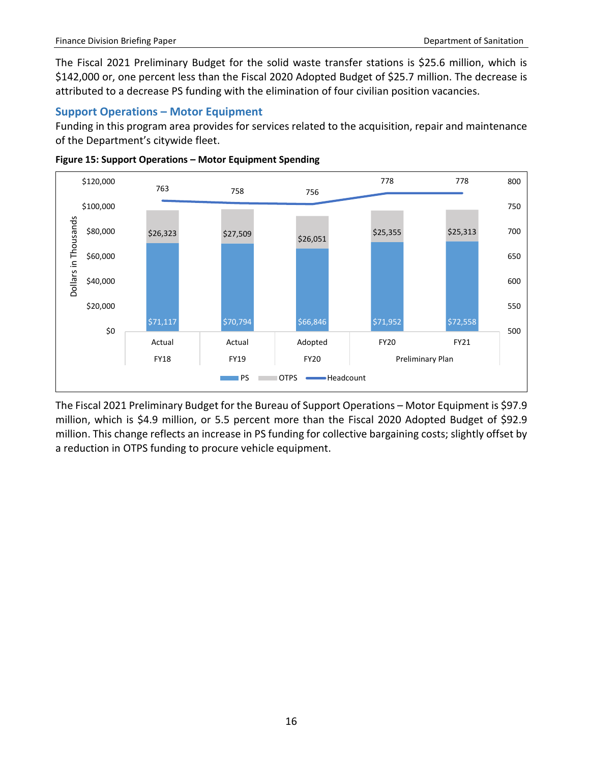The Fiscal 2021 Preliminary Budget for the solid waste transfer stations is $25.6 million, which is $142,000 or, one percent less than the Fiscal 2020 Adopted Budget of $25.7 million. The decrease is attributed to a decrease PS funding with the elimination of four civilian position vacancies.

### Support Operations – Motor Equipment

Funding in this program area provides for services related to the acquisition, repair and maintenance of the Department's citywide fleet.

**Figure 15: Support Operations – Motor Equipment Spending**

| Dollars in Thousands | Actual FY18 | Actual FY19 | Adopted FY20 | Preliminary Plan FY20 | Preliminary Plan FY21 |
|---|---|---|---|---|---|
| PS | $71,117 | $70,794 | $66,846 | $71,952 | $72,558 |
| OTPS | $26,323 | $27,509 | $26,051 | $25,355 | $25,313 |
| Headcount | 763 | 758 | 756 | 778 | 778 |

The Fiscal 2021 Preliminary Budget for the Bureau of Support Operations – Motor Equipment is $97.9 million, which is $4.9 million, or 5.5 percent more than the Fiscal 2020 Adopted Budget of $92.9 million. This change reflects an increase in PS funding for collective bargaining costs; slightly offset by a reduction in OTPS funding to procure vehicle equipment.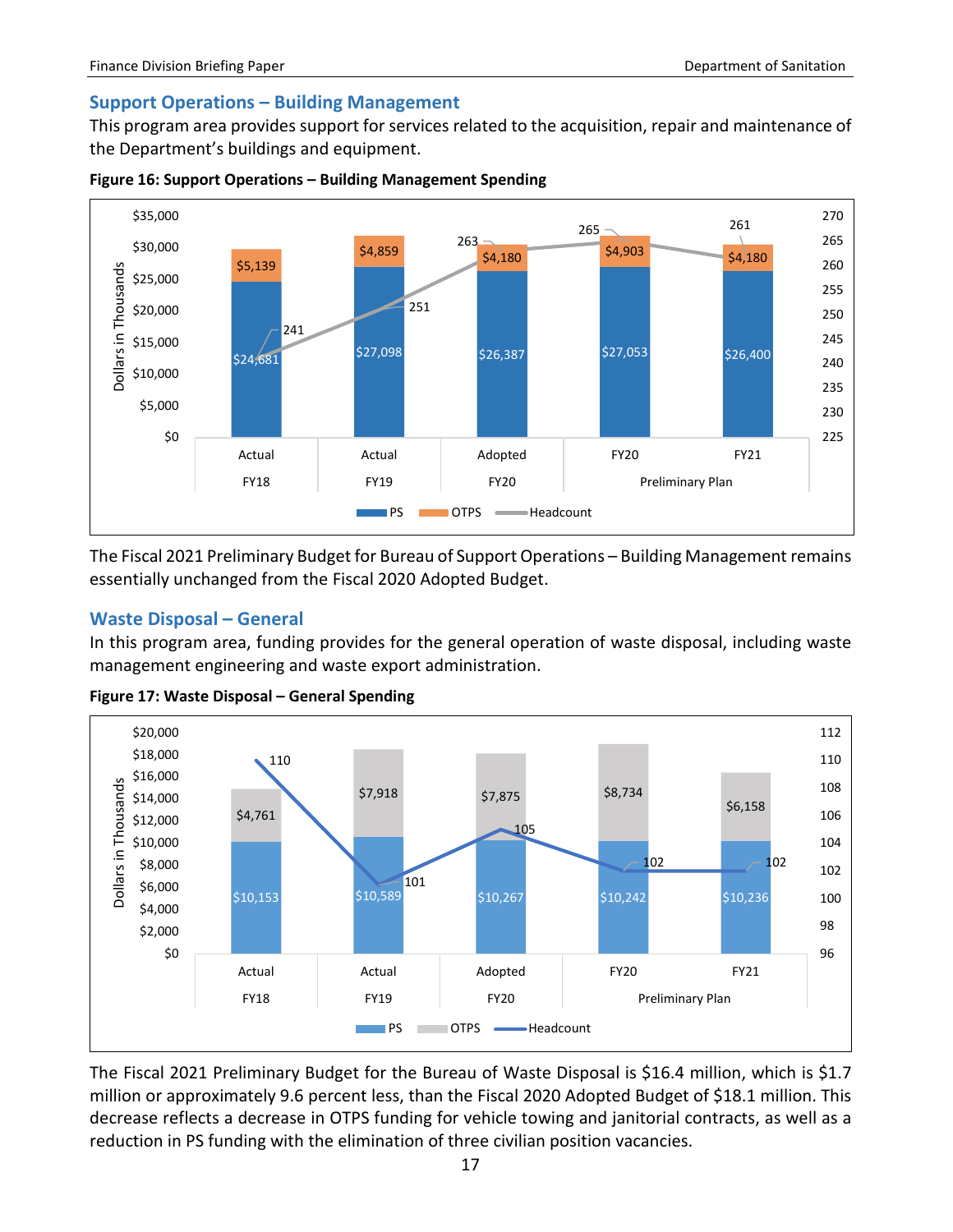## Support Operations – Building Management

This program area provides support for services related to the acquisition, repair and maintenance of the Department's buildings and equipment.

**Figure 16: Support Operations – Building Management Spending**

| | Actual FY18 | Actual FY19 | Adopted FY20 | Preliminary Plan FY20 | Preliminary Plan FY21 |
|---|---|---|---|---|---|
| PS | $24,681 | $27,098 | $26,387 | $27,053 | $26,400 |
| OTPS | $5,139 | $4,859 | $4,180 | $4,903 | $4,180 |
| Headcount | 241 | 251 | 263 | 265 | 261 |

Dollars in Thousands

The Fiscal 2021 Preliminary Budget for Bureau of Support Operations – Building Management remains essentially unchanged from the Fiscal 2020 Adopted Budget.

## Waste Disposal – General

In this program area, funding provides for the general operation of waste disposal, including waste management engineering and waste export administration.

**Figure 17: Waste Disposal – General Spending**

| | Actual FY18 | Actual FY19 | Adopted FY20 | Preliminary Plan FY20 | Preliminary Plan FY21 |
|---|---|---|---|---|---|
| PS | $10,153 | $10,589 | $10,267 | $10,242 | $10,236 |
| OTPS | $4,761 | $7,918 | $7,875 | $8,734 | $6,158 |
| Headcount | 110 | 101 | 105 | 102 | 102 |

Dollars in Thousands

The Fiscal 2021 Preliminary Budget for the Bureau of Waste Disposal is $16.4 million, which is $1.7 million or approximately 9.6 percent less, than the Fiscal 2020 Adopted Budget of $18.1 million. This decrease reflects a decrease in OTPS funding for vehicle towing and janitorial contracts, as well as a reduction in PS funding with the elimination of three civilian position vacancies.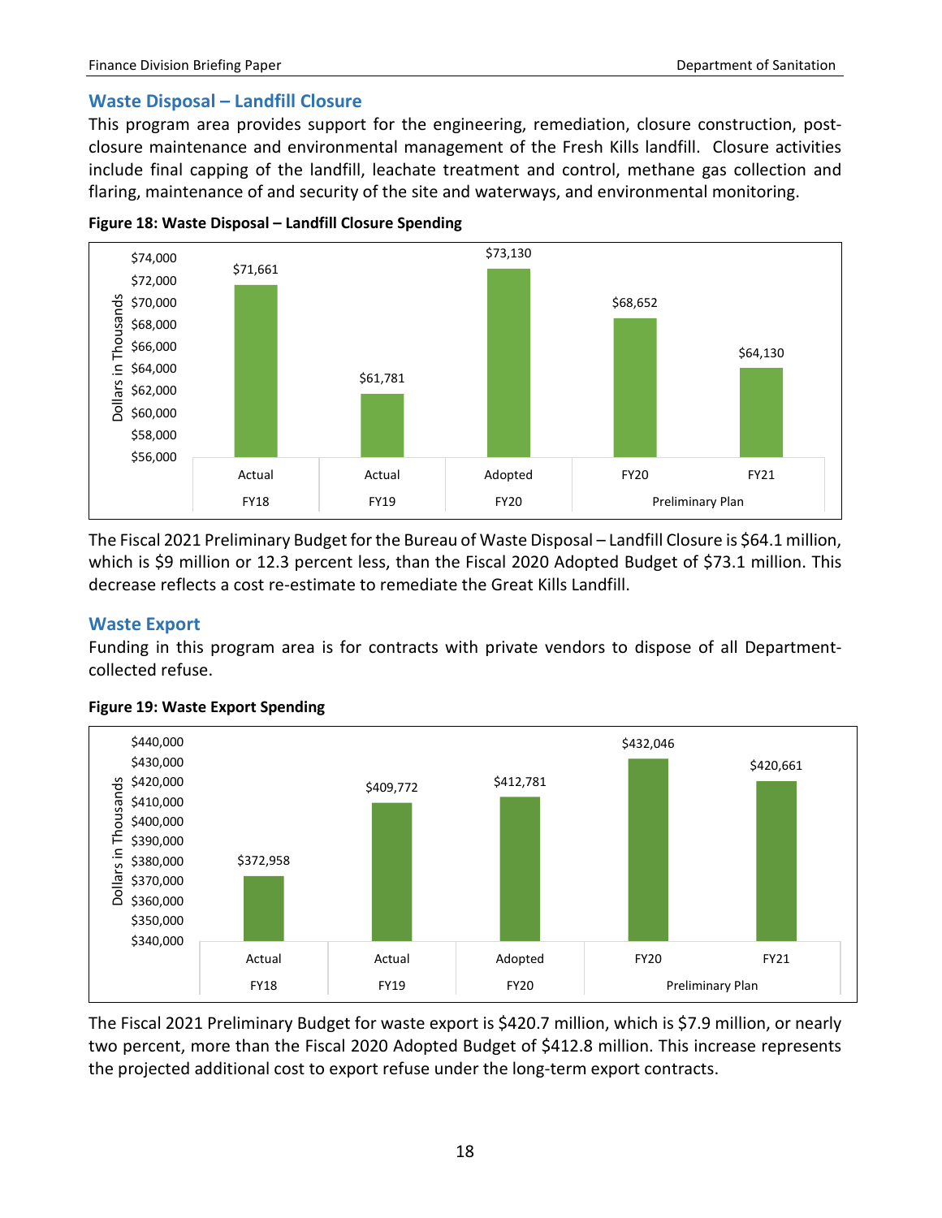## Waste Disposal – Landfill Closure

This program area provides support for the engineering, remediation, closure construction, post-closure maintenance and environmental management of the Fresh Kills landfill. Closure activities include final capping of the landfill, leachate treatment and control, methane gas collection and flaring, maintenance of and security of the site and waterways, and environmental monitoring.

**Figure 18: Waste Disposal – Landfill Closure Spending**

| | Actual FY18 | Actual FY19 | Adopted FY20 | Preliminary Plan FY20 | Preliminary Plan FY21 |
|---|---|---|---|---|---|
| Dollars in Thousands | $71,661 | $61,781 | $73,130 | $68,652 | $64,130 |

The Fiscal 2021 Preliminary Budget for the Bureau of Waste Disposal – Landfill Closure is $64.1 million, which is $9 million or 12.3 percent less, than the Fiscal 2020 Adopted Budget of $73.1 million. This decrease reflects a cost re-estimate to remediate the Great Kills Landfill.

## Waste Export

Funding in this program area is for contracts with private vendors to dispose of all Department-collected refuse.

**Figure 19: Waste Export Spending**

| | Actual FY18 | Actual FY19 | Adopted FY20 | Preliminary Plan FY20 | Preliminary Plan FY21 |
|---|---|---|---|---|---|
| Dollars in Thousands | $372,958 | $409,772 | $412,781 | $432,046 | $420,661 |

The Fiscal 2021 Preliminary Budget for waste export is $420.7 million, which is $7.9 million, or nearly two percent, more than the Fiscal 2020 Adopted Budget of $412.8 million. This increase represents the projected additional cost to export refuse under the long-term export contracts.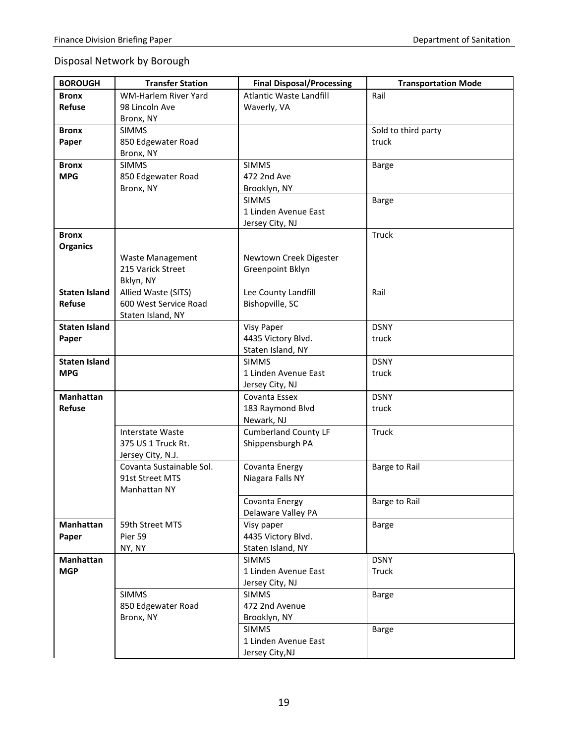## Disposal Network by Borough

| BOROUGH | Transfer Station | Final Disposal/Processing | Transportation Mode |
|---|---|---|---|
| **Bronx Refuse** | WM-Harlem River Yard 98 Lincoln Ave Bronx, NY | Atlantic Waste Landfill Waverly, VA | Rail |
| **Bronx Paper** | SIMMS 850 Edgewater Road Bronx, NY | | Sold to third party truck |
| **Bronx MPG** | SIMMS 850 Edgewater Road Bronx, NY | SIMMS 472 2nd Ave Brooklyn, NY | Barge |
| | | SIMMS 1 Linden Avenue East Jersey City, NJ | Barge |
| **Bronx Organics** | Waste Management 215 Varick Street Bklyn, NY | Newtown Creek Digester Greenpoint Bklyn | Truck |
| **Staten Island Refuse** | Allied Waste (SITS) 600 West Service Road Staten Island, NY | Lee County Landfill Bishopville, SC | Rail |
| **Staten Island Paper** | | Visy Paper 4435 Victory Blvd. Staten Island, NY | DSNY truck |
| **Staten Island MPG** | | SIMMS 1 Linden Avenue East Jersey City, NJ | DSNY truck |
| **Manhattan Refuse** | | Covanta Essex 183 Raymond Blvd Newark, NJ | DSNY truck |
| | Interstate Waste 375 US 1 Truck Rt. Jersey City, N.J. | Cumberland County LF Shippensburgh PA | Truck |
| | Covanta Sustainable Sol. 91st Street MTS Manhattan NY | Covanta Energy Niagara Falls NY | Barge to Rail |
| | | Covanta Energy Delaware Valley PA | Barge to Rail |
| **Manhattan Paper** | 59th Street MTS Pier 59 NY, NY | Visy paper 4435 Victory Blvd. Staten Island, NY | Barge |
| **Manhattan MGP** | | SIMMS 1 Linden Avenue East Jersey City, NJ | DSNY Truck |
| | SIMMS 850 Edgewater Road Bronx, NY | SIMMS 472 2nd Avenue Brooklyn, NY | Barge |
| | | SIMMS 1 Linden Avenue East Jersey City,NJ | Barge |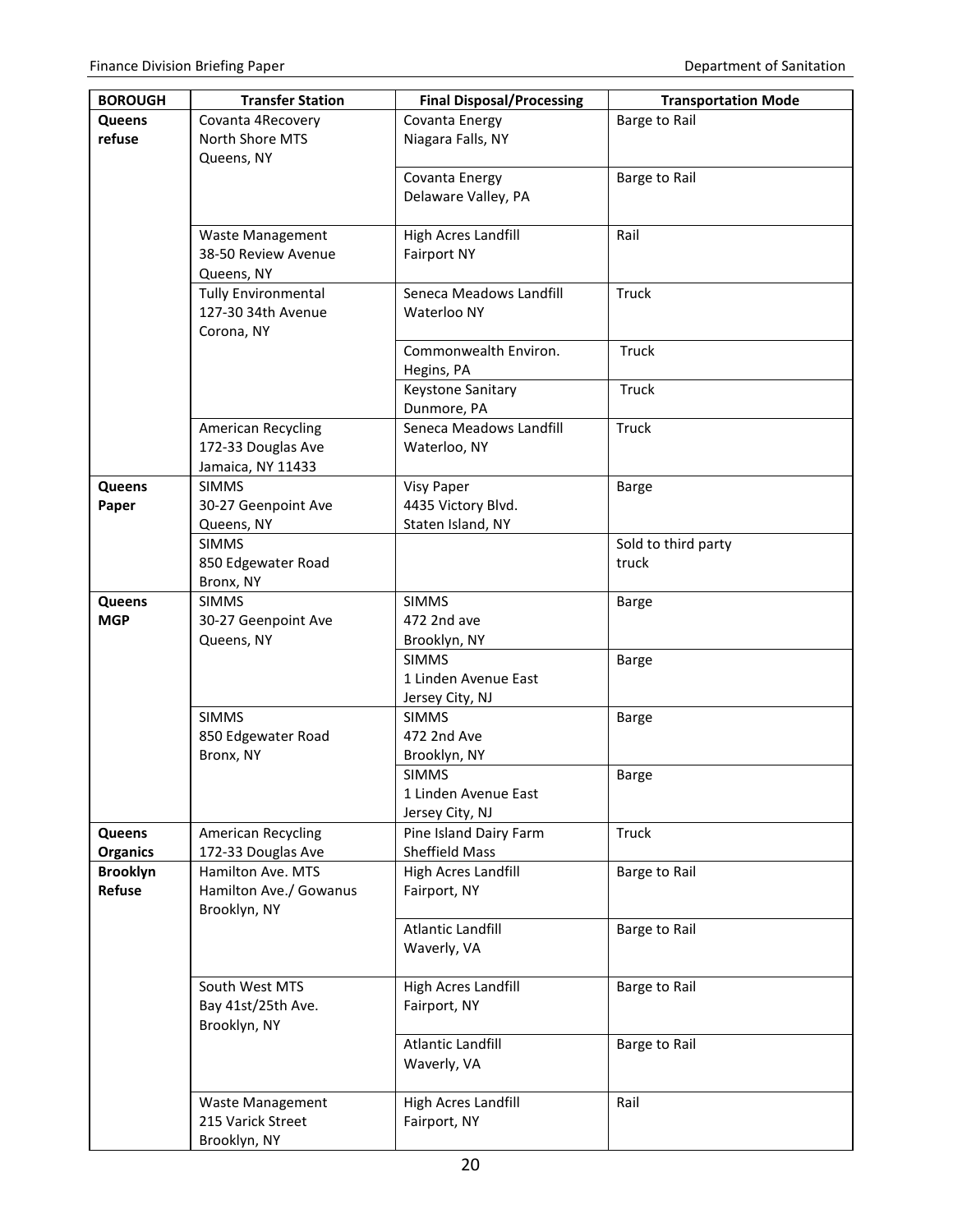| BOROUGH | Transfer Station | Final Disposal/Processing | Transportation Mode |
|---|---|---|---|
| **Queens refuse** | Covanta 4Recovery North Shore MTS Queens, NY | Covanta Energy Niagara Falls, NY | Barge to Rail |
| | | Covanta Energy Delaware Valley, PA | Barge to Rail |
| | Waste Management 38-50 Review Avenue Queens, NY | High Acres Landfill Fairport NY | Rail |
| | Tully Environmental 127-30 34th Avenue Corona, NY | Seneca Meadows Landfill Waterloo NY | Truck |
| | | Commonwealth Environ. Hegins, PA | Truck |
| | | Keystone Sanitary Dunmore, PA | Truck |
| | American Recycling 172-33 Douglas Ave Jamaica, NY 11433 | Seneca Meadows Landfill Waterloo, NY | Truck |
| **Queens Paper** | SIMMS 30-27 Geenpoint Ave Queens, NY | Visy Paper 4435 Victory Blvd. Staten Island, NY | Barge |
| | SIMMS 850 Edgewater Road Bronx, NY | | Sold to third party truck |
| **Queens MGP** | SIMMS 30-27 Geenpoint Ave Queens, NY | SIMMS 472 2nd ave Brooklyn, NY | Barge |
| | | SIMMS 1 Linden Avenue East Jersey City, NJ | Barge |
| | SIMMS 850 Edgewater Road Bronx, NY | SIMMS 472 2nd Ave Brooklyn, NY | Barge |
| | | SIMMS 1 Linden Avenue East Jersey City, NJ | Barge |
| **Queens Organics** | American Recycling 172-33 Douglas Ave | Pine Island Dairy Farm Sheffield Mass | Truck |
| **Brooklyn Refuse** | Hamilton Ave. MTS Hamilton Ave./ Gowanus Brooklyn, NY | High Acres Landfill Fairport, NY | Barge to Rail |
| | | Atlantic Landfill Waverly, VA | Barge to Rail |
| | South West MTS Bay 41st/25th Ave. Brooklyn, NY | High Acres Landfill Fairport, NY | Barge to Rail |
| | | Atlantic Landfill Waverly, VA | Barge to Rail |
| | Waste Management 215 Varick Street Brooklyn, NY | High Acres Landfill Fairport, NY | Rail |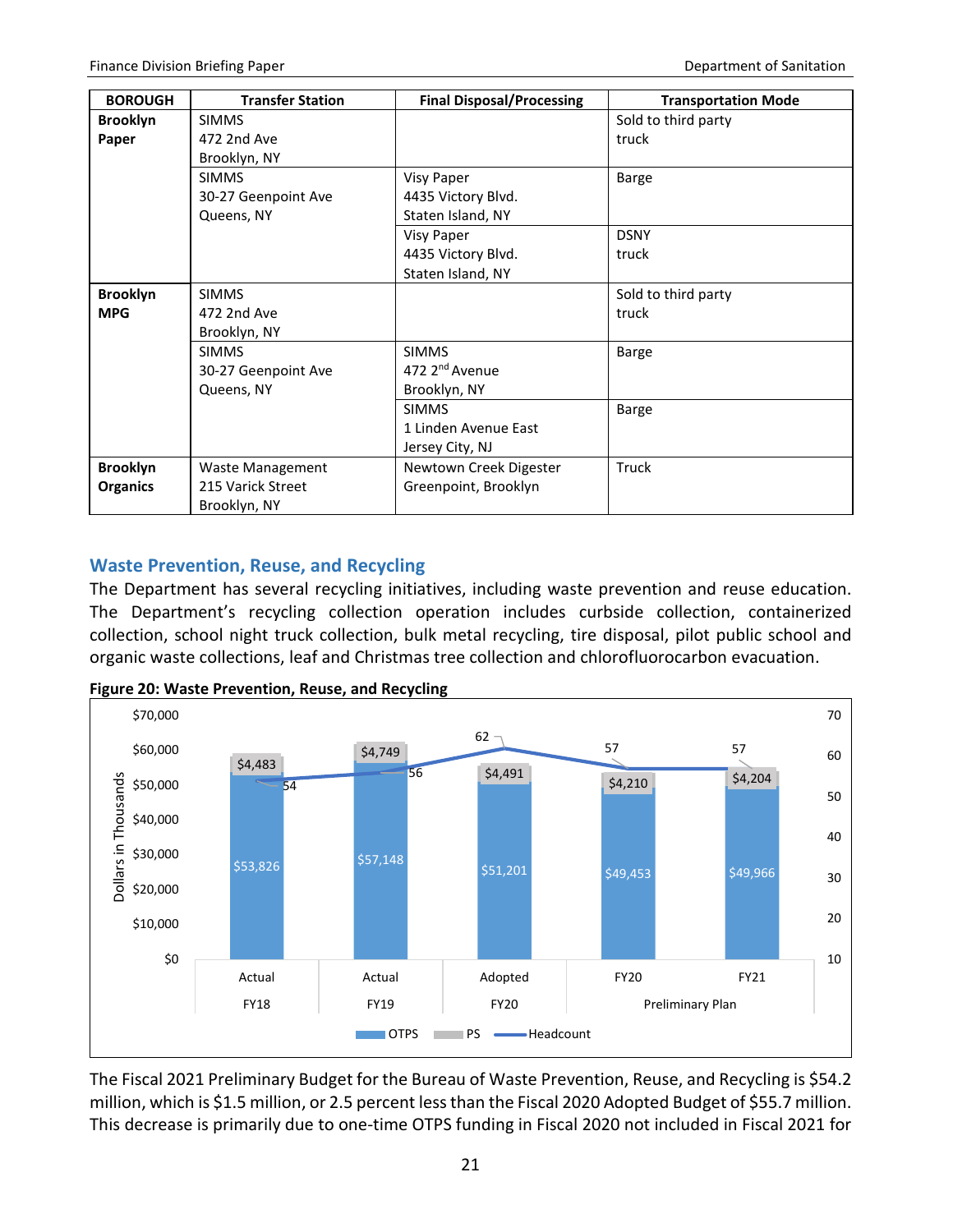| BOROUGH | Transfer Station | Final Disposal/Processing | Transportation Mode |
|---|---|---|---|
| **Brooklyn Paper** | SIMMS 472 2nd Ave Brooklyn, NY | | Sold to third party truck |
| | SIMMS 30-27 Geenpoint Ave Queens, NY | Visy Paper 4435 Victory Blvd. Staten Island, NY | Barge |
| | | Visy Paper 4435 Victory Blvd. Staten Island, NY | DSNY truck |
| **Brooklyn MPG** | SIMMS 472 2nd Ave Brooklyn, NY | | Sold to third party truck |
| | SIMMS 30-27 Geenpoint Ave Queens, NY | SIMMS 472 2nd Avenue Brooklyn, NY | Barge |
| | | SIMMS 1 Linden Avenue East Jersey City, NJ | Barge |
| **Brooklyn Organics** | Waste Management 215 Varick Street Brooklyn, NY | Newtown Creek Digester Greenpoint, Brooklyn | Truck |

## Waste Prevention, Reuse, and Recycling

The Department has several recycling initiatives, including waste prevention and reuse education. The Department's recycling collection operation includes curbside collection, containerized collection, school night truck collection, bulk metal recycling, tire disposal, pilot public school and organic waste collections, leaf and Christmas tree collection and chlorofluorocarbon evacuation.

**Figure 20: Waste Prevention, Reuse, and Recycling**

| Dollars in Thousands | Actual FY18 | Actual FY19 | Adopted FY20 | Preliminary Plan FY20 | Preliminary Plan FY21 |
|---|---|---|---|---|---|
| OTPS | $53,826 | $57,148 | $51,201 | $49,453 | $49,966 |
| PS | $4,483 | $4,749 | $4,491 | $4,210 | $4,204 |
| Headcount | 54 | 56 | 62 | 57 | 57 |

The Fiscal 2021 Preliminary Budget for the Bureau of Waste Prevention, Reuse, and Recycling is $54.2 million, which is $1.5 million, or 2.5 percent less than the Fiscal 2020 Adopted Budget of $55.7 million. This decrease is primarily due to one-time OTPS funding in Fiscal 2020 not included in Fiscal 2021 for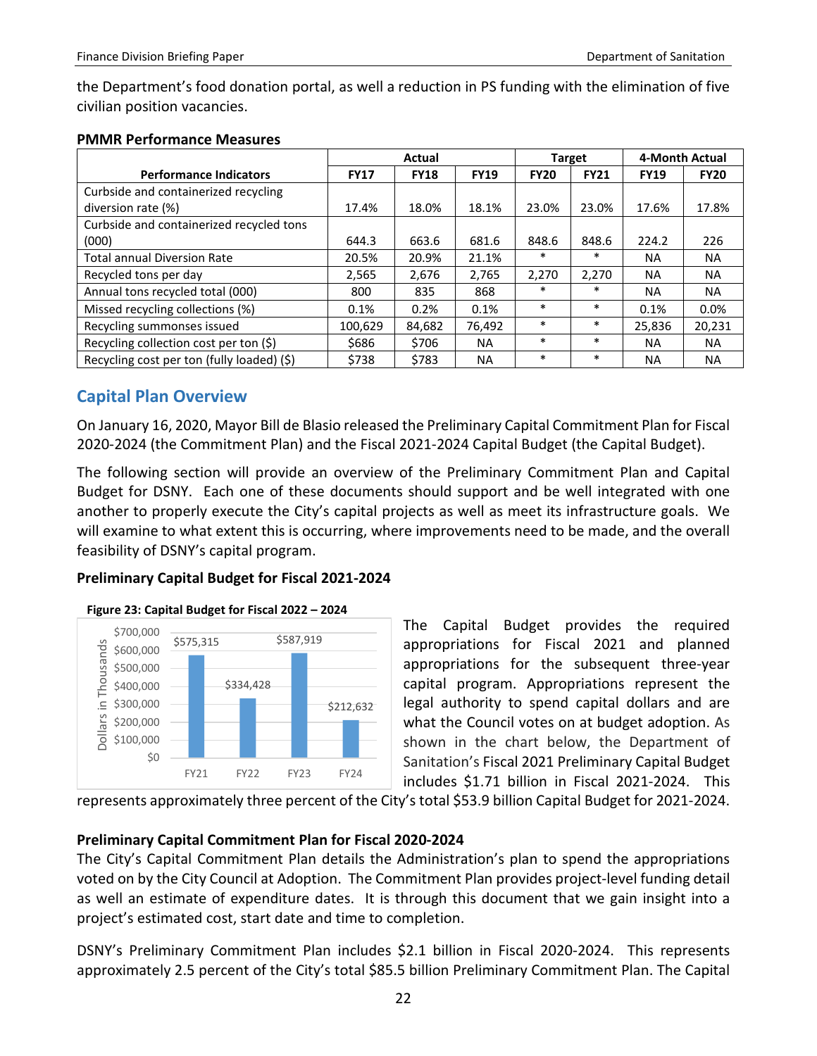the Department's food donation portal, as well a reduction in PS funding with the elimination of five civilian position vacancies.

**PMMR Performance Measures**

| Performance Indicators | Actual | | | Target | | 4-Month Actual | |
|---|---|---|---|---|---|---|---|
| | FY17 | FY18 | FY19 | FY20 | FY21 | FY19 | FY20 |
| Curbside and containerized recycling diversion rate (%) | 17.4% | 18.0% | 18.1% | 23.0% | 23.0% | 17.6% | 17.8% |
| Curbside and containerized recycled tons (000) | 644.3 | 663.6 | 681.6 | 848.6 | 848.6 | 224.2 | 226 |
| Total annual Diversion Rate | 20.5% | 20.9% | 21.1% | * | * | NA | NA |
| Recycled tons per day | 2,565 | 2,676 | 2,765 | 2,270 | 2,270 | NA | NA |
| Annual tons recycled total (000) | 800 | 835 | 868 | * | * | NA | NA |
| Missed recycling collections (%) | 0.1% | 0.2% | 0.1% | * | * | 0.1% | 0.0% |
| Recycling summonses issued | 100,629 | 84,682 | 76,492 | * | * | 25,836 | 20,231 |
| Recycling collection cost per ton ($) | $686 | $706 | NA | * | * | NA | NA |
| Recycling cost per ton (fully loaded) ($) | $738 | $783 | NA | * | * | NA | NA |

## Capital Plan Overview

On January 16, 2020, Mayor Bill de Blasio released the Preliminary Capital Commitment Plan for Fiscal 2020-2024 (the Commitment Plan) and the Fiscal 2021-2024 Capital Budget (the Capital Budget).

The following section will provide an overview of the Preliminary Commitment Plan and Capital Budget for DSNY. Each one of these documents should support and be well integrated with one another to properly execute the City's capital projects as well as meet its infrastructure goals. We will examine to what extent this is occurring, where improvements need to be made, and the overall feasibility of DSNY's capital program.

### Preliminary Capital Budget for Fiscal 2021-2024

**Figure 23: Capital Budget for Fiscal 2022 – 2024**

| | FY21 | FY22 | FY23 | FY24 |
|---|---|---|---|---|
| Dollars in Thousands | $575,315 | $334,428 | $587,919 | $212,632 |

The Capital Budget provides the required appropriations for Fiscal 2021 and planned appropriations for the subsequent three-year capital program. Appropriations represent the legal authority to spend capital dollars and are what the Council votes on at budget adoption. As shown in the chart below, the Department of Sanitation's Fiscal 2021 Preliminary Capital Budget includes $1.71 billion in Fiscal 2021-2024. This represents approximately three percent of the City's total $53.9 billion Capital Budget for 2021-2024.

### Preliminary Capital Commitment Plan for Fiscal 2020-2024

The City's Capital Commitment Plan details the Administration's plan to spend the appropriations voted on by the City Council at Adoption. The Commitment Plan provides project-level funding detail as well an estimate of expenditure dates. It is through this document that we gain insight into a project's estimated cost, start date and time to completion.

DSNY's Preliminary Commitment Plan includes $2.1 billion in Fiscal 2020-2024. This represents approximately 2.5 percent of the City's total $85.5 billion Preliminary Commitment Plan. The Capital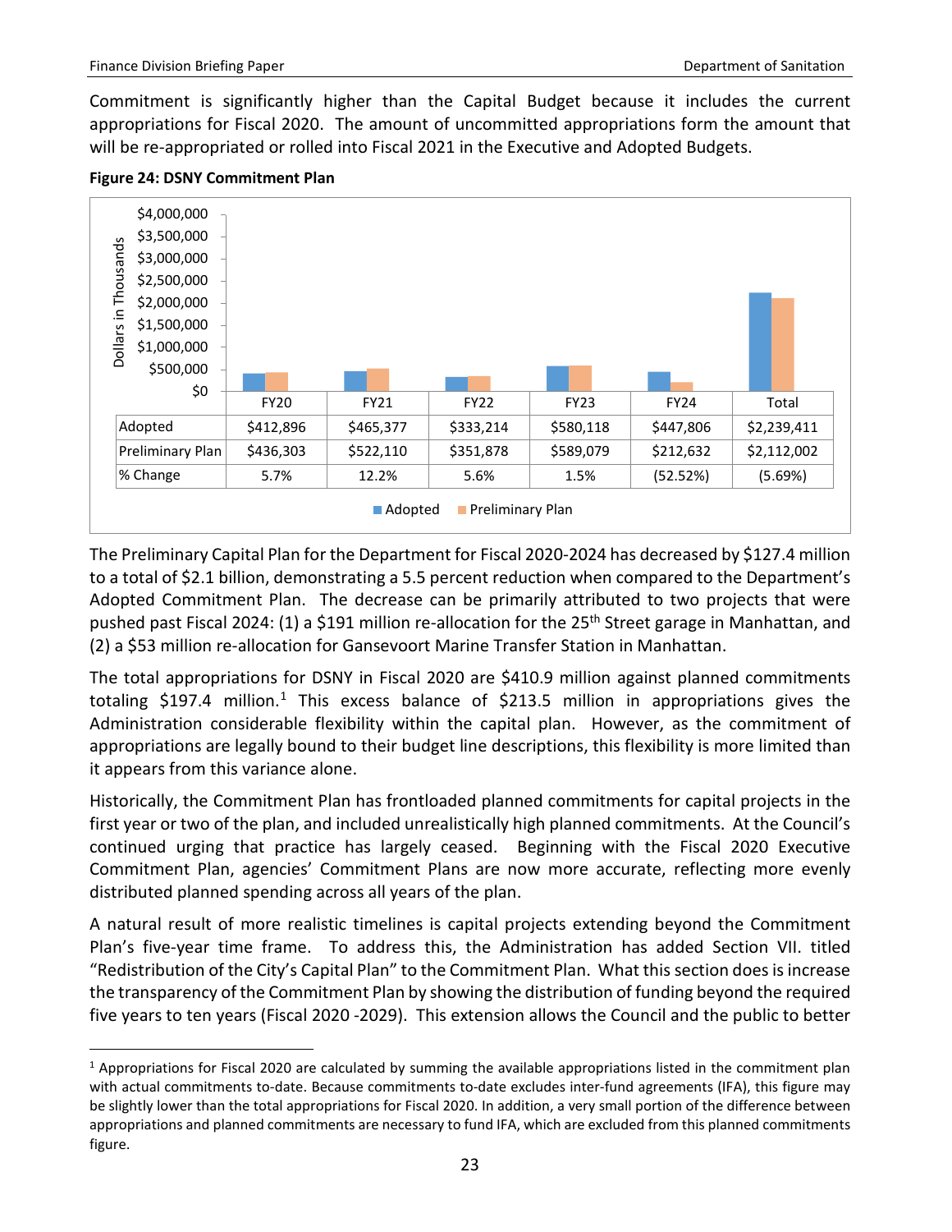Commitment is significantly higher than the Capital Budget because it includes the current appropriations for Fiscal 2020. The amount of uncommitted appropriations form the amount that will be re-appropriated or rolled into Fiscal 2021 in the Executive and Adopted Budgets.

**Figure 24: DSNY Commitment Plan**

Dollars in Thousands

| | FY20 | FY21 | FY22 | FY23 | FY24 | Total |
|---|---|---|---|---|---|---|
| Adopted | $412,896 | $465,377 | $333,214 | $580,118 | $447,806 | $2,239,411 |
| Preliminary Plan | $436,303 | $522,110 | $351,878 | $589,079 | $212,632 | $2,112,002 |
| % Change | 5.7% | 12.2% | 5.6% | 1.5% | (52.52%) | (5.69%) |

The Preliminary Capital Plan for the Department for Fiscal 2020-2024 has decreased by $127.4 million to a total of $2.1 billion, demonstrating a 5.5 percent reduction when compared to the Department's Adopted Commitment Plan. The decrease can be primarily attributed to two projects that were pushed past Fiscal 2024: (1) a $191 million re-allocation for the 25th Street garage in Manhattan, and (2) a $53 million re-allocation for Gansevoort Marine Transfer Station in Manhattan.

The total appropriations for DSNY in Fiscal 2020 are $410.9 million against planned commitments totaling $197.4 million.[1] This excess balance of $213.5 million in appropriations gives the Administration considerable flexibility within the capital plan. However, as the commitment of appropriations are legally bound to their budget line descriptions, this flexibility is more limited than it appears from this variance alone.

Historically, the Commitment Plan has frontloaded planned commitments for capital projects in the first year or two of the plan, and included unrealistically high planned commitments. At the Council's continued urging that practice has largely ceased. Beginning with the Fiscal 2020 Executive Commitment Plan, agencies' Commitment Plans are now more accurate, reflecting more evenly distributed planned spending across all years of the plan.

A natural result of more realistic timelines is capital projects extending beyond the Commitment Plan's five-year time frame. To address this, the Administration has added Section VII. titled "Redistribution of the City's Capital Plan" to the Commitment Plan. What this section does is increase the transparency of the Commitment Plan by showing the distribution of funding beyond the required five years to ten years (Fiscal 2020 -2029). This extension allows the Council and the public to better

[1] Appropriations for Fiscal 2020 are calculated by summing the available appropriations listed in the commitment plan with actual commitments to-date. Because commitments to-date excludes inter-fund agreements (IFA), this figure may be slightly lower than the total appropriations for Fiscal 2020. In addition, a very small portion of the difference between appropriations and planned commitments are necessary to fund IFA, which are excluded from this planned commitments figure.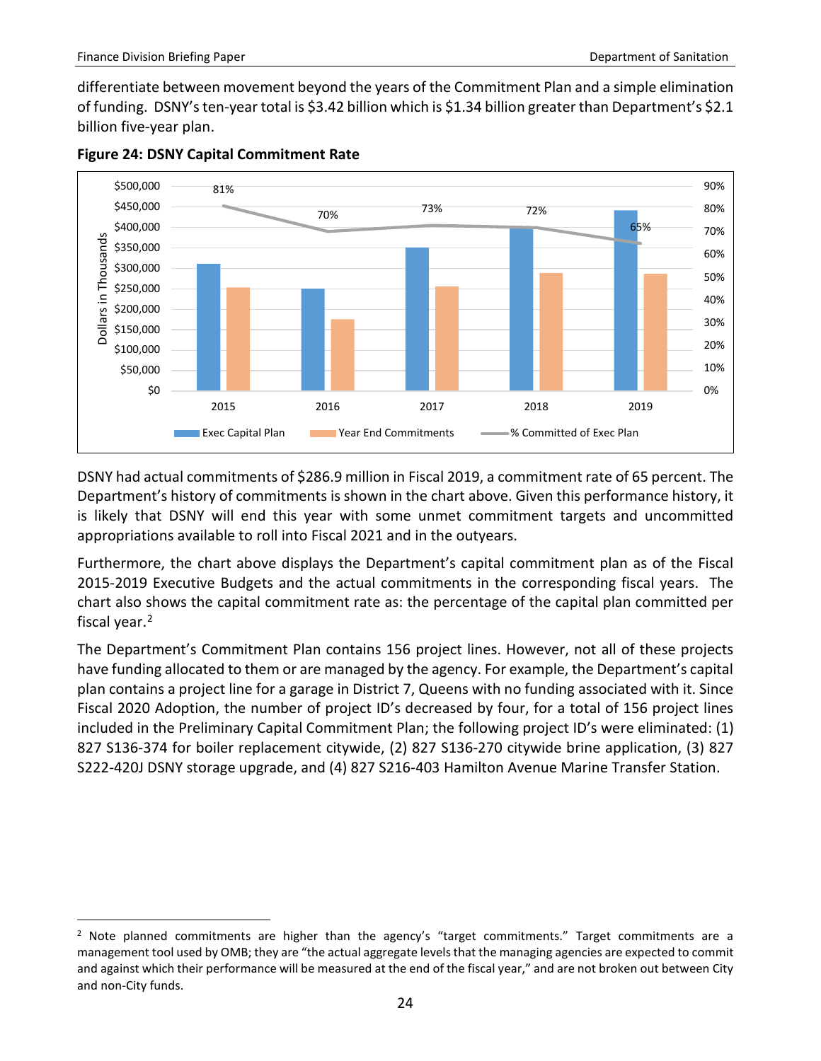differentiate between movement beyond the years of the Commitment Plan and a simple elimination of funding. DSNY's ten-year total is $3.42 billion which is $1.34 billion greater than Department's $2.1 billion five-year plan.

**Figure 24: DSNY Capital Commitment Rate**

DSNY had actual commitments of $286.9 million in Fiscal 2019, a commitment rate of 65 percent. The Department's history of commitments is shown in the chart above. Given this performance history, it is likely that DSNY will end this year with some unmet commitment targets and uncommitted appropriations available to roll into Fiscal 2021 and in the outyears.

Furthermore, the chart above displays the Department's capital commitment plan as of the Fiscal 2015-2019 Executive Budgets and the actual commitments in the corresponding fiscal years. The chart also shows the capital commitment rate as: the percentage of the capital plan committed per fiscal year.[2]

The Department's Commitment Plan contains 156 project lines. However, not all of these projects have funding allocated to them or are managed by the agency. For example, the Department's capital plan contains a project line for a garage in District 7, Queens with no funding associated with it. Since Fiscal 2020 Adoption, the number of project ID's decreased by four, for a total of 156 project lines included in the Preliminary Capital Commitment Plan; the following project ID's were eliminated: (1) 827 S136-374 for boiler replacement citywide, (2) 827 S136-270 citywide brine application, (3) 827 S222-420J DSNY storage upgrade, and (4) 827 S216-403 Hamilton Avenue Marine Transfer Station.

[2] Note planned commitments are higher than the agency's "target commitments." Target commitments are a management tool used by OMB; they are "the actual aggregate levels that the managing agencies are expected to commit and against which their performance will be measured at the end of the fiscal year," and are not broken out between City and non-City funds.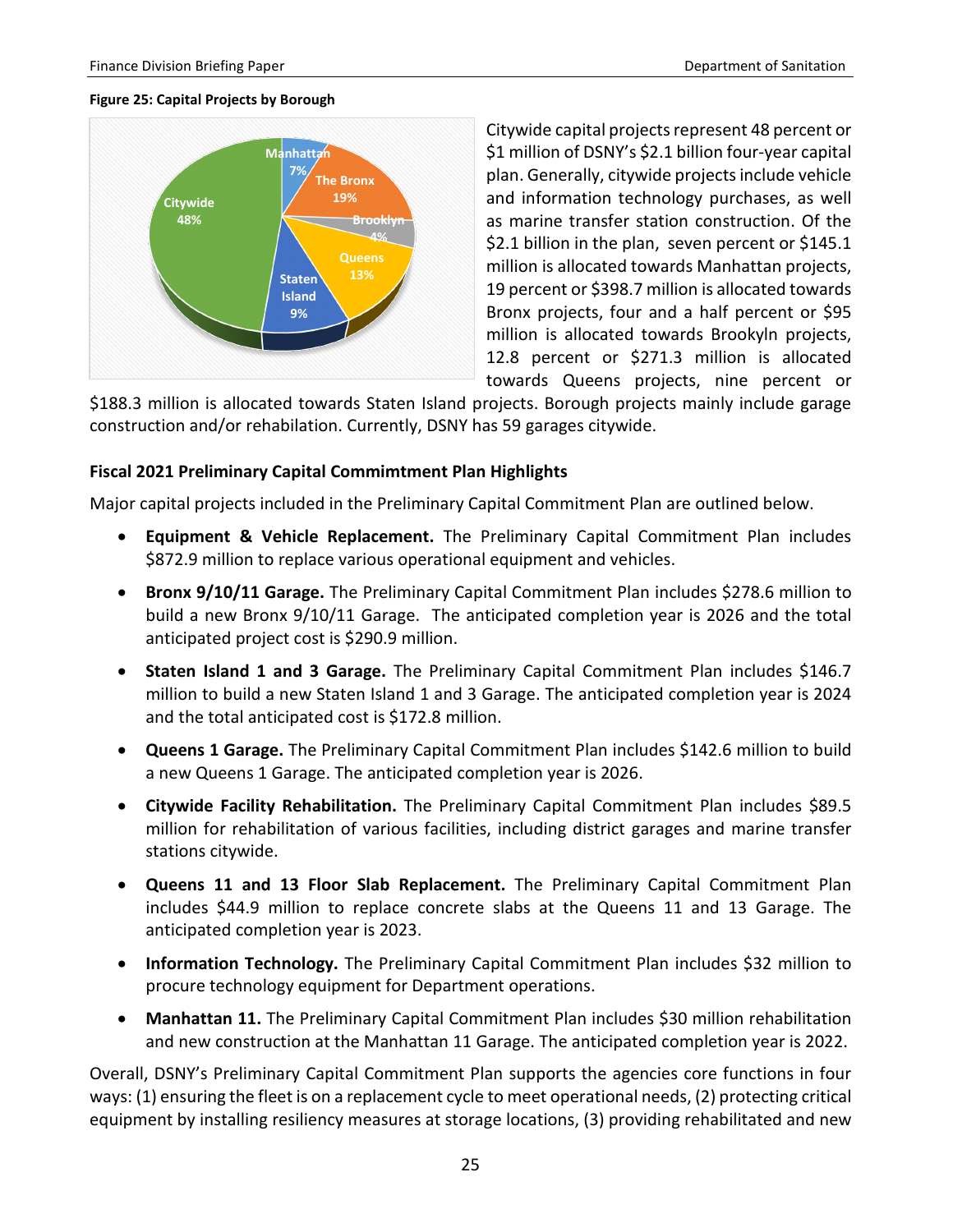**Figure 25: Capital Projects by Borough**

Citywide capital projects represent 48 percent or $1 million of DSNY's $2.1 billion four-year capital plan. Generally, citywide projects include vehicle and information technology purchases, as well as marine transfer station construction. Of the $2.1 billion in the plan, seven percent or $145.1 million is allocated towards Manhattan projects, 19 percent or $398.7 million is allocated towards Bronx projects, four and a half percent or $95 million is allocated towards Brookyln projects, 12.8 percent or $271.3 million is allocated towards Queens projects, nine percent or $188.3 million is allocated towards Staten Island projects. Borough projects mainly include garage construction and/or rehabilitation. Currently, DSNY has 59 garages citywide.

### Fiscal 2021 Preliminary Capital Commimtment Plan Highlights

Major capital projects included in the Preliminary Capital Commitment Plan are outlined below.

- **Equipment & Vehicle Replacement.** The Preliminary Capital Commitment Plan includes $872.9 million to replace various operational equipment and vehicles.
- **Bronx 9/10/11 Garage.** The Preliminary Capital Commitment Plan includes $278.6 million to build a new Bronx 9/10/11 Garage. The anticipated completion year is 2026 and the total anticipated project cost is $290.9 million.
- **Staten Island 1 and 3 Garage.** The Preliminary Capital Commitment Plan includes $146.7 million to build a new Staten Island 1 and 3 Garage. The anticipated completion year is 2024 and the total anticipated cost is $172.8 million.
- **Queens 1 Garage.** The Preliminary Capital Commitment Plan includes $142.6 million to build a new Queens 1 Garage. The anticipated completion year is 2026.
- **Citywide Facility Rehabilitation.** The Preliminary Capital Commitment Plan includes $89.5 million for rehabilitation of various facilities, including district garages and marine transfer stations citywide.
- **Queens 11 and 13 Floor Slab Replacement.** The Preliminary Capital Commitment Plan includes $44.9 million to replace concrete slabs at the Queens 11 and 13 Garage. The anticipated completion year is 2023.
- **Information Technology.** The Preliminary Capital Commitment Plan includes $32 million to procure technology equipment for Department operations.
- **Manhattan 11.** The Preliminary Capital Commitment Plan includes $30 million rehabilitation and new construction at the Manhattan 11 Garage. The anticipated completion year is 2022.

Overall, DSNY's Preliminary Capital Commitment Plan supports the agencies core functions in four ways: (1) ensuring the fleet is on a replacement cycle to meet operational needs, (2) protecting critical equipment by installing resiliency measures at storage locations, (3) providing rehabilitated and new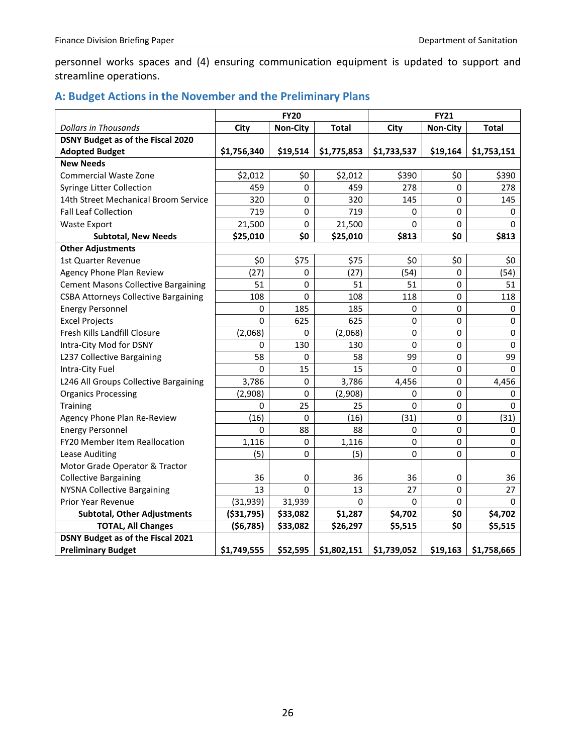personnel works spaces and (4) ensuring communication equipment is updated to support and streamline operations.

## A: Budget Actions in the November and the Preliminary Plans

| | FY20 | | | FY21 | | |
|---|---|---|---|---|---|---|
| *Dollars in Thousands* | **City** | **Non-City** | **Total** | **City** | **Non-City** | **Total** |
| **DSNY Budget as of the Fiscal 2020 Adopted Budget** | **$1,756,340** | **$19,514** | **$1,775,853** | **$1,733,537** | **$19,164** | **$1,753,151** |
| **New Needs** | | | | | | |
| Commercial Waste Zone | $2,012 | $0 | $2,012 | $390 | $0 | $390 |
| Syringe Litter Collection | 459 | 0 | 459 | 278 | 0 | 278 |
| 14th Street Mechanical Broom Service | 320 | 0 | 320 | 145 | 0 | 145 |
| Fall Leaf Collection | 719 | 0 | 719 | 0 | 0 | 0 |
| Waste Export | 21,500 | 0 | 21,500 | 0 | 0 | 0 |
| **Subtotal, New Needs** | **$25,010** | **$0** | **$25,010** | **$813** | **$0** | **$813** |
| **Other Adjustments** | | | | | | |
| 1st Quarter Revenue | $0 | $75 | $75 | $0 | $0 | $0 |
| Agency Phone Plan Review | (27) | 0 | (27) | (54) | 0 | (54) |
| Cement Masons Collective Bargaining | 51 | 0 | 51 | 51 | 0 | 51 |
| CSBA Attorneys Collective Bargaining | 108 | 0 | 108 | 118 | 0 | 118 |
| Energy Personnel | 0 | 185 | 185 | 0 | 0 | 0 |
| Excel Projects | 0 | 625 | 625 | 0 | 0 | 0 |
| Fresh Kills Landfill Closure | (2,068) | 0 | (2,068) | 0 | 0 | 0 |
| Intra-City Mod for DSNY | 0 | 130 | 130 | 0 | 0 | 0 |
| L237 Collective Bargaining | 58 | 0 | 58 | 99 | 0 | 99 |
| Intra-City Fuel | 0 | 15 | 15 | 0 | 0 | 0 |
| L246 All Groups Collective Bargaining | 3,786 | 0 | 3,786 | 4,456 | 0 | 4,456 |
| Organics Processing | (2,908) | 0 | (2,908) | 0 | 0 | 0 |
| Training | 0 | 25 | 25 | 0 | 0 | 0 |
| Agency Phone Plan Re-Review | (16) | 0 | (16) | (31) | 0 | (31) |
| Energy Personnel | 0 | 88 | 88 | 0 | 0 | 0 |
| FY20 Member Item Reallocation | 1,116 | 0 | 1,116 | 0 | 0 | 0 |
| Lease Auditing | (5) | 0 | (5) | 0 | 0 | 0 |
| Motor Grade Operator & Tractor Collective Bargaining | 36 | 0 | 36 | 36 | 0 | 36 |
| NYSNA Collective Bargaining | 13 | 0 | 13 | 27 | 0 | 27 |
| Prior Year Revenue | (31,939) | 31,939 | 0 | 0 | 0 | 0 |
| **Subtotal, Other Adjustments** | **($31,795)** | **$33,082** | **$1,287** | **$4,702** | **$0** | **$4,702** |
| **TOTAL, All Changes** | **($6,785)** | **$33,082** | **$26,297** | **$5,515** | **$0** | **$5,515** |
| **DSNY Budget as of the Fiscal 2021 Preliminary Budget** | **$1,749,555** | **$52,595** | **$1,802,151** | **$1,739,052** | **$19,163** | **$1,758,665** |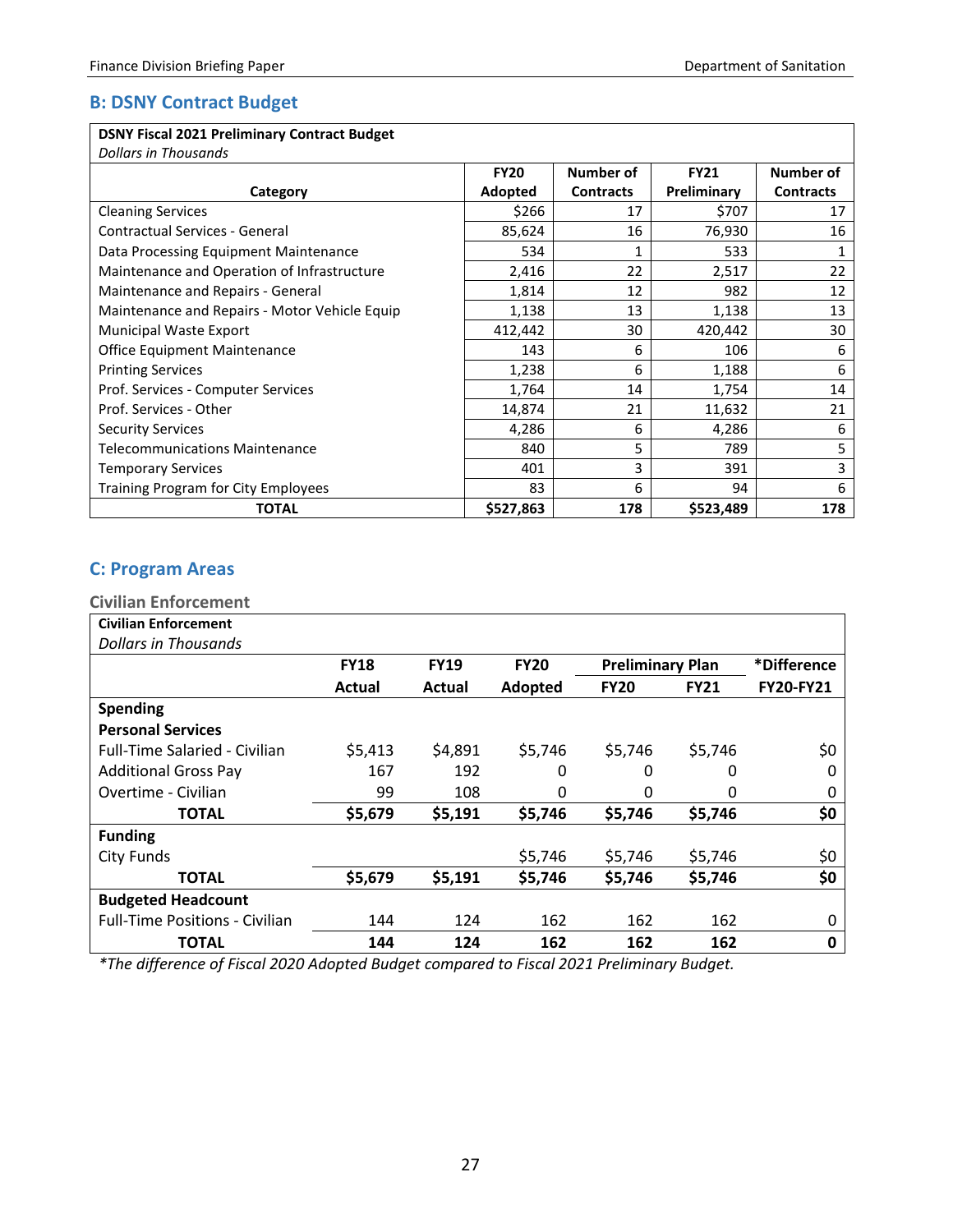## B: DSNY Contract Budget

| DSNY Fiscal 2021 Preliminary Contract Budget<br>*Dollars in Thousands* | | | | |
|---|---|---|---|---|
| **Category** | **FY20 Adopted** | **Number of Contracts** | **FY21 Preliminary** | **Number of Contracts** |
| Cleaning Services | $266 | 17 | $707 | 17 |
| Contractual Services - General | 85,624 | 16 | 76,930 | 16 |
| Data Processing Equipment Maintenance | 534 | 1 | 533 | 1 |
| Maintenance and Operation of Infrastructure | 2,416 | 22 | 2,517 | 22 |
| Maintenance and Repairs - General | 1,814 | 12 | 982 | 12 |
| Maintenance and Repairs - Motor Vehicle Equip | 1,138 | 13 | 1,138 | 13 |
| Municipal Waste Export | 412,442 | 30 | 420,442 | 30 |
| Office Equipment Maintenance | 143 | 6 | 106 | 6 |
| Printing Services | 1,238 | 6 | 1,188 | 6 |
| Prof. Services - Computer Services | 1,764 | 14 | 1,754 | 14 |
| Prof. Services - Other | 14,874 | 21 | 11,632 | 21 |
| Security Services | 4,286 | 6 | 4,286 | 6 |
| Telecommunications Maintenance | 840 | 5 | 789 | 5 |
| Temporary Services | 401 | 3 | 391 | 3 |
| Training Program for City Employees | 83 | 6 | 94 | 6 |
| **TOTAL** | **$527,863** | **178** | **$523,489** | **178** |

## C: Program Areas

### Civilian Enforcement

| Civilian Enforcement<br>*Dollars in Thousands* | | | | | | |
|---|---|---|---|---|---|---|
| | **FY18** | **FY19** | **FY20** | **Preliminary Plan** | | ***Difference** |
| | **Actual** | **Actual** | **Adopted** | **FY20** | **FY21** | **FY20-FY21** |
| **Spending** | | | | | | |
| **Personal Services** | | | | | | |
| Full-Time Salaried - Civilian | $5,413 | $4,891 | $5,746 | $5,746 | $5,746 | $0 |
| Additional Gross Pay | 167 | 192 | 0 | 0 | 0 | 0 |
| Overtime - Civilian | 99 | 108 | 0 | 0 | 0 | 0 |
| **TOTAL** | **$5,679** | **$5,191** | **$5,746** | **$5,746** | **$5,746** | **$0** |
| **Funding** | | | | | | |
| City Funds | | | $5,746 | $5,746 | $5,746 | $0 |
| **TOTAL** | **$5,679** | **$5,191** | **$5,746** | **$5,746** | **$5,746** | **$0** |
| **Budgeted Headcount** | | | | | | |
| Full-Time Positions - Civilian | 144 | 124 | 162 | 162 | 162 | 0 |
| **TOTAL** | **144** | **124** | **162** | **162** | **162** | **0** |

**The difference of Fiscal 2020 Adopted Budget compared to Fiscal 2021 Preliminary Budget.*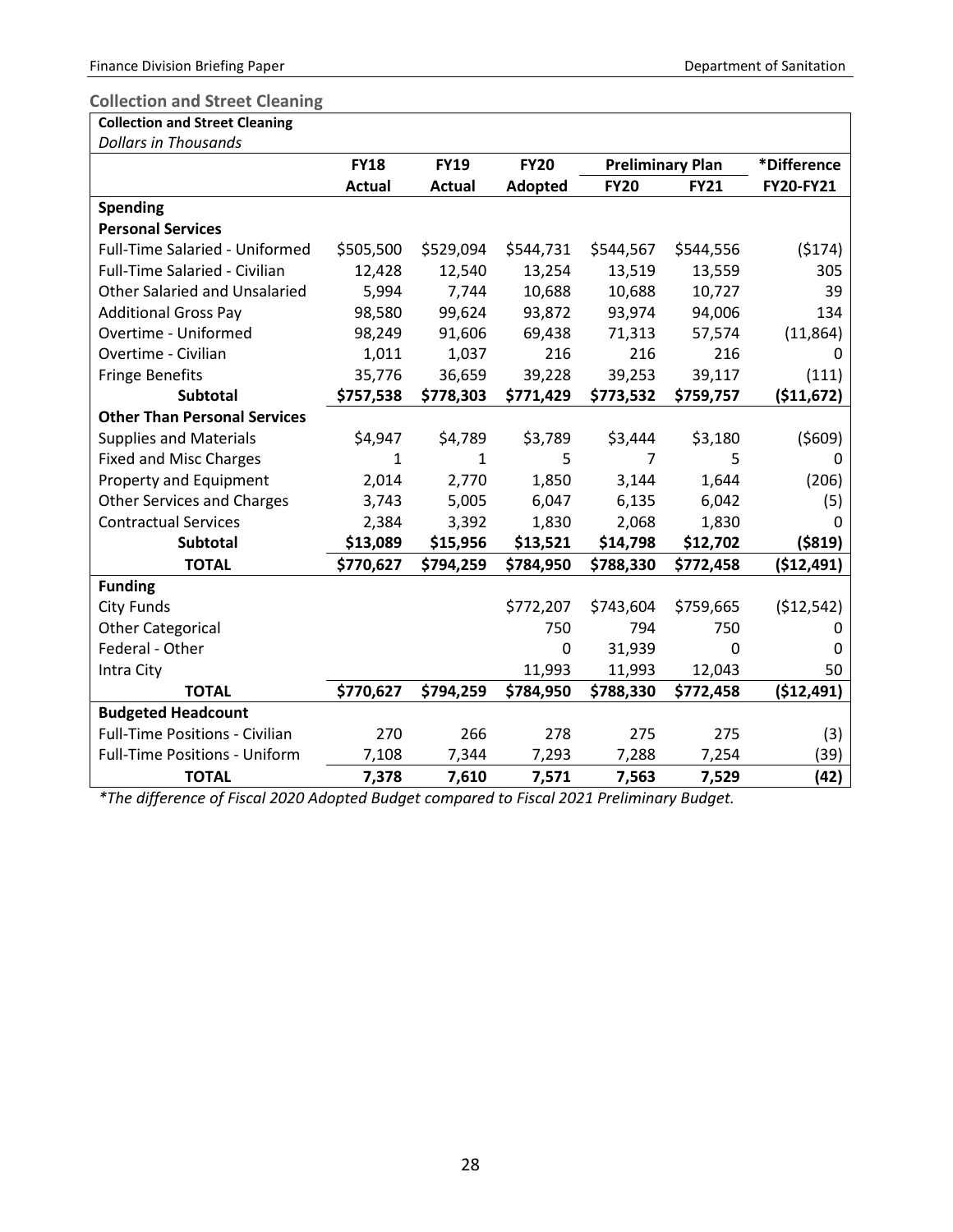### Collection and Street Cleaning

| Collection and Street Cleaning | | | | | | |
|---|---|---|---|---|---|---|
| *Dollars in Thousands* | | | | | | |
| | **FY18** | **FY19** | **FY20** | **Preliminary Plan** | | ***Difference** |
| | **Actual** | **Actual** | **Adopted** | **FY20** | **FY21** | **FY20-FY21** |
| **Spending** | | | | | | |
| **Personal Services** | | | | | | |
| Full-Time Salaried - Uniformed | $505,500 | $529,094 | $544,731 | $544,567 | $544,556 | ($174) |
| Full-Time Salaried - Civilian | 12,428 | 12,540 | 13,254 | 13,519 | 13,559 | 305 |
| Other Salaried and Unsalaried | 5,994 | 7,744 | 10,688 | 10,688 | 10,727 | 39 |
| Additional Gross Pay | 98,580 | 99,624 | 93,872 | 93,974 | 94,006 | 134 |
| Overtime - Uniformed | 98,249 | 91,606 | 69,438 | 71,313 | 57,574 | (11,864) |
| Overtime - Civilian | 1,011 | 1,037 | 216 | 216 | 216 | 0 |
| Fringe Benefits | 35,776 | 36,659 | 39,228 | 39,253 | 39,117 | (111) |
| **Subtotal** | **$757,538** | **$778,303** | **$771,429** | **$773,532** | **$759,757** | **($11,672)** |
| **Other Than Personal Services** | | | | | | |
| Supplies and Materials | $4,947 | $4,789 | $3,789 | $3,444 | $3,180 | ($609) |
| Fixed and Misc Charges | 1 | 1 | 5 | 7 | 5 | 0 |
| Property and Equipment | 2,014 | 2,770 | 1,850 | 3,144 | 1,644 | (206) |
| Other Services and Charges | 3,743 | 5,005 | 6,047 | 6,135 | 6,042 | (5) |
| Contractual Services | 2,384 | 3,392 | 1,830 | 2,068 | 1,830 | 0 |
| **Subtotal** | **$13,089** | **$15,956** | **$13,521** | **$14,798** | **$12,702** | **($819)** |
| **TOTAL** | **$770,627** | **$794,259** | **$784,950** | **$788,330** | **$772,458** | **($12,491)** |
| **Funding** | | | | | | |
| City Funds | | | $772,207 | $743,604 | $759,665 | ($12,542) |
| Other Categorical | | | 750 | 794 | 750 | 0 |
| Federal - Other | | | 0 | 31,939 | 0 | 0 |
| Intra City | | | 11,993 | 11,993 | 12,043 | 50 |
| **TOTAL** | **$770,627** | **$794,259** | **$784,950** | **$788,330** | **$772,458** | **($12,491)** |
| **Budgeted Headcount** | | | | | | |
| Full-Time Positions - Civilian | 270 | 266 | 278 | 275 | 275 | (3) |
| Full-Time Positions - Uniform | 7,108 | 7,344 | 7,293 | 7,288 | 7,254 | (39) |
| **TOTAL** | **7,378** | **7,610** | **7,571** | **7,563** | **7,529** | **(42)** |

**The difference of Fiscal 2020 Adopted Budget compared to Fiscal 2021 Preliminary Budget.*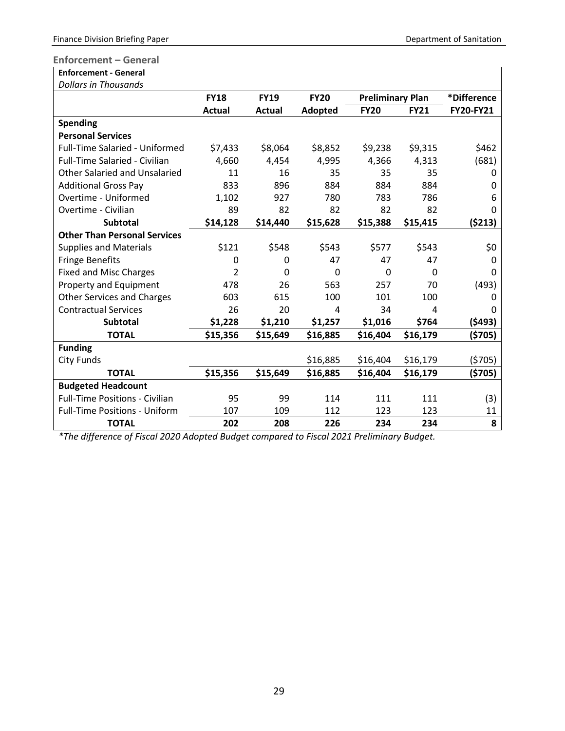### Enforcement – General

| **Enforcement - General** | | | | | | |
|---|---|---|---|---|---|---|
| *Dollars in Thousands* | | | | | | |
| | **FY18** | **FY19** | **FY20** | **Preliminary Plan** | | **\*Difference** |
| | **Actual** | **Actual** | **Adopted** | **FY20** | **FY21** | **FY20-FY21** |
| **Spending** | | | | | | |
| **Personal Services** | | | | | | |
| Full-Time Salaried - Uniformed | $7,433 | $8,064 | $8,852 | $9,238 | $9,315 | $462 |
| Full-Time Salaried - Civilian | 4,660 | 4,454 | 4,995 | 4,366 | 4,313 | (681) |
| Other Salaried and Unsalaried | 11 | 16 | 35 | 35 | 35 | 0 |
| Additional Gross Pay | 833 | 896 | 884 | 884 | 884 | 0 |
| Overtime - Uniformed | 1,102 | 927 | 780 | 783 | 786 | 6 |
| Overtime - Civilian | 89 | 82 | 82 | 82 | 82 | 0 |
| **Subtotal** | **$14,128** | **$14,440** | **$15,628** | **$15,388** | **$15,415** | **($213)** |
| **Other Than Personal Services** | | | | | | |
| Supplies and Materials | $121 | $548 | $543 | $577 | $543 | $0 |
| Fringe Benefits | 0 | 0 | 47 | 47 | 47 | 0 |
| Fixed and Misc Charges | 2 | 0 | 0 | 0 | 0 | 0 |
| Property and Equipment | 478 | 26 | 563 | 257 | 70 | (493) |
| Other Services and Charges | 603 | 615 | 100 | 101 | 100 | 0 |
| Contractual Services | 26 | 20 | 4 | 34 | 4 | 0 |
| **Subtotal** | **$1,228** | **$1,210** | **$1,257** | **$1,016** | **$764** | **($493)** |
| **TOTAL** | **$15,356** | **$15,649** | **$16,885** | **$16,404** | **$16,179** | **($705)** |
| **Funding** | | | | | | |
| City Funds | | | $16,885 | $16,404 | $16,179 | ($705) |
| **TOTAL** | **$15,356** | **$15,649** | **$16,885** | **$16,404** | **$16,179** | **($705)** |
| **Budgeted Headcount** | | | | | | |
| Full-Time Positions - Civilian | 95 | 99 | 114 | 111 | 111 | (3) |
| Full-Time Positions - Uniform | 107 | 109 | 112 | 123 | 123 | 11 |
| **TOTAL** | **202** | **208** | **226** | **234** | **234** | **8** |

*\*The difference of Fiscal 2020 Adopted Budget compared to Fiscal 2021 Preliminary Budget.*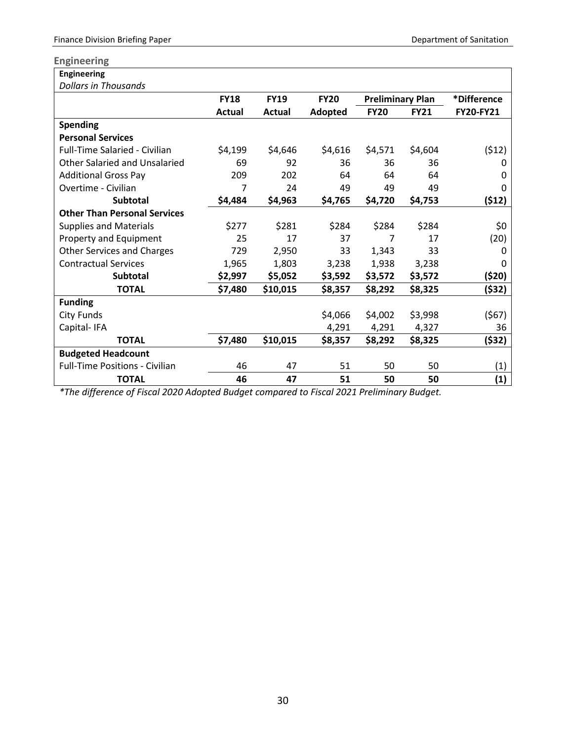## Engineering

| Engineering | | | | | | |
|---|---|---|---|---|---|---|
| *Dollars in Thousands* | | | | | | |
| | **FY18** | **FY19** | **FY20** | **Preliminary Plan** | | ***Difference** |
| | **Actual** | **Actual** | **Adopted** | **FY20** | **FY21** | **FY20-FY21** |
| **Spending** | | | | | | |
| **Personal Services** | | | | | | |
| Full-Time Salaried - Civilian | $4,199 | $4,646 | $4,616 | $4,571 | $4,604 | ($12) |
| Other Salaried and Unsalaried | 69 | 92 | 36 | 36 | 36 | 0 |
| Additional Gross Pay | 209 | 202 | 64 | 64 | 64 | 0 |
| Overtime - Civilian | 7 | 24 | 49 | 49 | 49 | 0 |
| **Subtotal** | **$4,484** | **$4,963** | **$4,765** | **$4,720** | **$4,753** | **($12)** |
| **Other Than Personal Services** | | | | | | |
| Supplies and Materials | $277 | $281 | $284 | $284 | $284 | $0 |
| Property and Equipment | 25 | 17 | 37 | 7 | 17 | (20) |
| Other Services and Charges | 729 | 2,950 | 33 | 1,343 | 33 | 0 |
| Contractual Services | 1,965 | 1,803 | 3,238 | 1,938 | 3,238 | 0 |
| **Subtotal** | **$2,997** | **$5,052** | **$3,592** | **$3,572** | **$3,572** | **($20)** |
| **TOTAL** | **$7,480** | **$10,015** | **$8,357** | **$8,292** | **$8,325** | **($32)** |
| **Funding** | | | | | | |
| City Funds | | | $4,066 | $4,002 | $3,998 | ($67) |
| Capital- IFA | | | 4,291 | 4,291 | 4,327 | 36 |
| **TOTAL** | **$7,480** | **$10,015** | **$8,357** | **$8,292** | **$8,325** | **($32)** |
| **Budgeted Headcount** | | | | | | |
| Full-Time Positions - Civilian | 46 | 47 | 51 | 50 | 50 | (1) |
| **TOTAL** | **46** | **47** | **51** | **50** | **50** | **(1)** |

*\*The difference of Fiscal 2020 Adopted Budget compared to Fiscal 2021 Preliminary Budget.*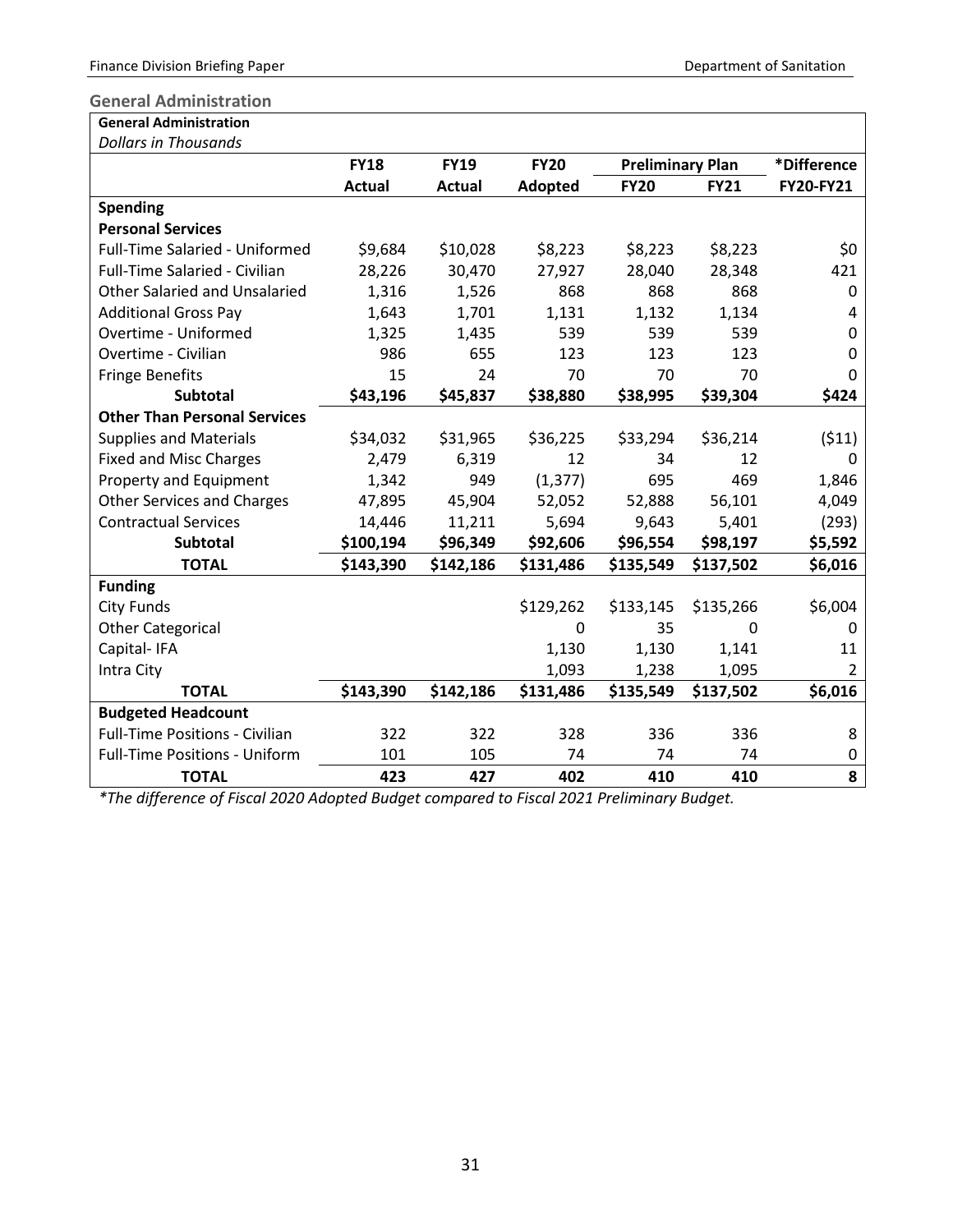## General Administration

| General Administration | | | | | | |
|---|---|---|---|---|---|---|
| *Dollars in Thousands* | | | | | | |
| | **FY18** | **FY19** | **FY20** | **Preliminary Plan** | | ***Difference** |
| | **Actual** | **Actual** | **Adopted** | **FY20** | **FY21** | **FY20-FY21** |
| **Spending** | | | | | | |
| **Personal Services** | | | | | | |
| Full-Time Salaried - Uniformed | $9,684 | $10,028 | $8,223 | $8,223 | $8,223 | $0 |
| Full-Time Salaried - Civilian | 28,226 | 30,470 | 27,927 | 28,040 | 28,348 | 421 |
| Other Salaried and Unsalaried | 1,316 | 1,526 | 868 | 868 | 868 | 0 |
| Additional Gross Pay | 1,643 | 1,701 | 1,131 | 1,132 | 1,134 | 4 |
| Overtime - Uniformed | 1,325 | 1,435 | 539 | 539 | 539 | 0 |
| Overtime - Civilian | 986 | 655 | 123 | 123 | 123 | 0 |
| Fringe Benefits | 15 | 24 | 70 | 70 | 70 | 0 |
| **Subtotal** | **$43,196** | **$45,837** | **$38,880** | **$38,995** | **$39,304** | **$424** |
| **Other Than Personal Services** | | | | | | |
| Supplies and Materials | $34,032 | $31,965 | $36,225 | $33,294 | $36,214 | ($11) |
| Fixed and Misc Charges | 2,479 | 6,319 | 12 | 34 | 12 | 0 |
| Property and Equipment | 1,342 | 949 | (1,377) | 695 | 469 | 1,846 |
| Other Services and Charges | 47,895 | 45,904 | 52,052 | 52,888 | 56,101 | 4,049 |
| Contractual Services | 14,446 | 11,211 | 5,694 | 9,643 | 5,401 | (293) |
| **Subtotal** | **$100,194** | **$96,349** | **$92,606** | **$96,554** | **$98,197** | **$5,592** |
| **TOTAL** | **$143,390** | **$142,186** | **$131,486** | **$135,549** | **$137,502** | **$6,016** |
| **Funding** | | | | | | |
| City Funds | | | $129,262 | $133,145 | $135,266 | $6,004 |
| Other Categorical | | | 0 | 35 | 0 | 0 |
| Capital- IFA | | | 1,130 | 1,130 | 1,141 | 11 |
| Intra City | | | 1,093 | 1,238 | 1,095 | 2 |
| **TOTAL** | **$143,390** | **$142,186** | **$131,486** | **$135,549** | **$137,502** | **$6,016** |
| **Budgeted Headcount** | | | | | | |
| Full-Time Positions - Civilian | 322 | 322 | 328 | 336 | 336 | 8 |
| Full-Time Positions - Uniform | 101 | 105 | 74 | 74 | 74 | 0 |
| **TOTAL** | **423** | **427** | **402** | **410** | **410** | **8** |

*\*The difference of Fiscal 2020 Adopted Budget compared to Fiscal 2021 Preliminary Budget.*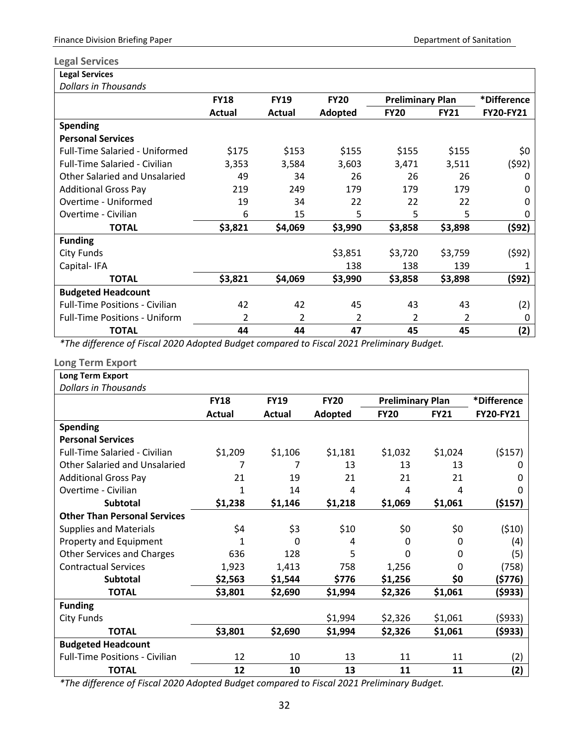## Legal Services

| Legal Services | | | | | | |
|---|---|---|---|---|---|---|
| *Dollars in Thousands* | | | | | | |
| | **FY18** | **FY19** | **FY20** | **Preliminary Plan** | | ***Difference** |
| | **Actual** | **Actual** | **Adopted** | **FY20** | **FY21** | **FY20-FY21** |
| **Spending** | | | | | | |
| **Personal Services** | | | | | | |
| Full-Time Salaried - Uniformed | $175 | $153 | $155 | $155 | $155 | $0 |
| Full-Time Salaried - Civilian | 3,353 | 3,584 | 3,603 | 3,471 | 3,511 | ($92) |
| Other Salaried and Unsalaried | 49 | 34 | 26 | 26 | 26 | 0 |
| Additional Gross Pay | 219 | 249 | 179 | 179 | 179 | 0 |
| Overtime - Uniformed | 19 | 34 | 22 | 22 | 22 | 0 |
| Overtime - Civilian | 6 | 15 | 5 | 5 | 5 | 0 |
| **TOTAL** | **$3,821** | **$4,069** | **$3,990** | **$3,858** | **$3,898** | **($92)** |
| **Funding** | | | | | | |
| City Funds | | | $3,851 | $3,720 | $3,759 | ($92) |
| Capital- IFA | | | 138 | 138 | 139 | 1 |
| **TOTAL** | **$3,821** | **$4,069** | **$3,990** | **$3,858** | **$3,898** | **($92)** |
| **Budgeted Headcount** | | | | | | |
| Full-Time Positions - Civilian | 42 | 42 | 45 | 43 | 43 | (2) |
| Full-Time Positions - Uniform | 2 | 2 | 2 | 2 | 2 | 0 |
| **TOTAL** | **44** | **44** | **47** | **45** | **45** | **(2)** |

*\*The difference of Fiscal 2020 Adopted Budget compared to Fiscal 2021 Preliminary Budget.*

## Long Term Export

| Long Term Export | | | | | | |
|---|---|---|---|---|---|---|
| *Dollars in Thousands* | | | | | | |
| | **FY18** | **FY19** | **FY20** | **Preliminary Plan** | | ***Difference** |
| | **Actual** | **Actual** | **Adopted** | **FY20** | **FY21** | **FY20-FY21** |
| **Spending** | | | | | | |
| **Personal Services** | | | | | | |
| Full-Time Salaried - Civilian | $1,209 | $1,106 | $1,181 | $1,032 | $1,024 | ($157) |
| Other Salaried and Unsalaried | 7 | 7 | 13 | 13 | 13 | 0 |
| Additional Gross Pay | 21 | 19 | 21 | 21 | 21 | 0 |
| Overtime - Civilian | 1 | 14 | 4 | 4 | 4 | 0 |
| **Subtotal** | **$1,238** | **$1,146** | **$1,218** | **$1,069** | **$1,061** | **($157)** |
| **Other Than Personal Services** | | | | | | |
| Supplies and Materials | $4 | $3 | $10 | $0 | $0 | ($10) |
| Property and Equipment | 1 | 0 | 4 | 0 | 0 | (4) |
| Other Services and Charges | 636 | 128 | 5 | 0 | 0 | (5) |
| Contractual Services | 1,923 | 1,413 | 758 | 1,256 | 0 | (758) |
| **Subtotal** | **$2,563** | **$1,544** | **$776** | **$1,256** | **$0** | **($776)** |
| **TOTAL** | **$3,801** | **$2,690** | **$1,994** | **$2,326** | **$1,061** | **($933)** |
| **Funding** | | | | | | |
| City Funds | | | $1,994 | $2,326 | $1,061 | ($933) |
| **TOTAL** | **$3,801** | **$2,690** | **$1,994** | **$2,326** | **$1,061** | **($933)** |
| **Budgeted Headcount** | | | | | | |
| Full-Time Positions - Civilian | 12 | 10 | 13 | 11 | 11 | (2) |
| **TOTAL** | **12** | **10** | **13** | **11** | **11** | **(2)** |

*\*The difference of Fiscal 2020 Adopted Budget compared to Fiscal 2021 Preliminary Budget.*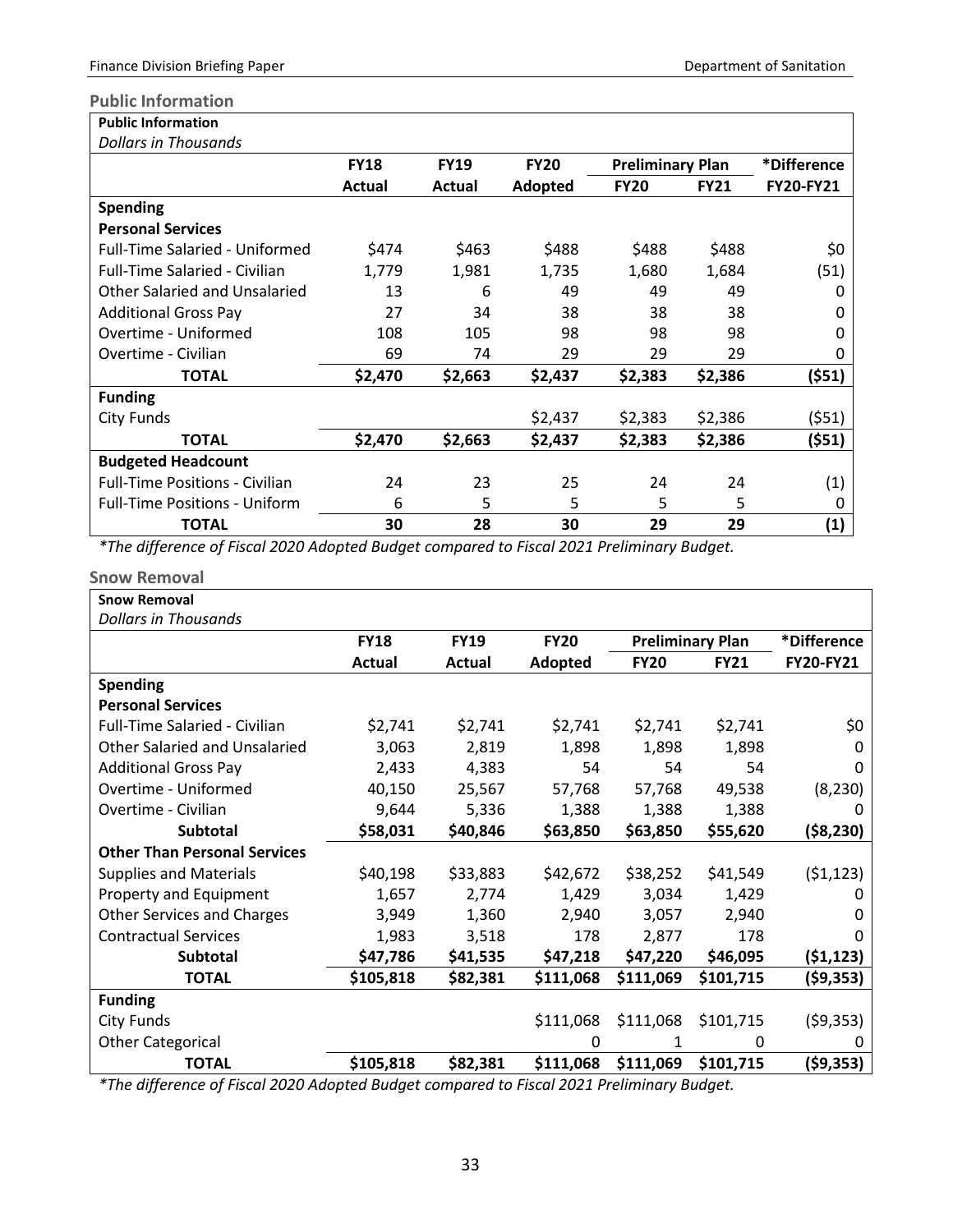## Public Information

| Public Information<br>*Dollars in Thousands* | FY18 | FY19 | FY20 | Preliminary Plan | | *Difference |
|---|---|---|---|---|---|---|
| | Actual | Actual | Adopted | FY20 | FY21 | FY20-FY21 |
| **Spending** | | | | | | |
| **Personal Services** | | | | | | |
| Full-Time Salaried - Uniformed | $474 | $463 | $488 | $488 | $488 | $0 |
| Full-Time Salaried - Civilian | 1,779 | 1,981 | 1,735 | 1,680 | 1,684 | (51) |
| Other Salaried and Unsalaried | 13 | 6 | 49 | 49 | 49 | 0 |
| Additional Gross Pay | 27 | 34 | 38 | 38 | 38 | 0 |
| Overtime - Uniformed | 108 | 105 | 98 | 98 | 98 | 0 |
| Overtime - Civilian | 69 | 74 | 29 | 29 | 29 | 0 |
| **TOTAL** | **$2,470** | **$2,663** | **$2,437** | **$2,383** | **$2,386** | **($51)** |
| **Funding** | | | | | | |
| City Funds | | | $2,437 | $2,383 | $2,386 | ($51) |
| **TOTAL** | **$2,470** | **$2,663** | **$2,437** | **$2,383** | **$2,386** | **($51)** |
| **Budgeted Headcount** | | | | | | |
| Full-Time Positions - Civilian | 24 | 23 | 25 | 24 | 24 | (1) |
| Full-Time Positions - Uniform | 6 | 5 | 5 | 5 | 5 | 0 |
| **TOTAL** | **30** | **28** | **30** | **29** | **29** | **(1)** |

*\*The difference of Fiscal 2020 Adopted Budget compared to Fiscal 2021 Preliminary Budget.*

## Snow Removal

| Snow Removal<br>*Dollars in Thousands* | FY18 | FY19 | FY20 | Preliminary Plan | | *Difference |
|---|---|---|---|---|---|---|
| | Actual | Actual | Adopted | FY20 | FY21 | FY20-FY21 |
| **Spending** | | | | | | |
| **Personal Services** | | | | | | |
| Full-Time Salaried - Civilian | $2,741 | $2,741 | $2,741 | $2,741 | $2,741 | $0 |
| Other Salaried and Unsalaried | 3,063 | 2,819 | 1,898 | 1,898 | 1,898 | 0 |
| Additional Gross Pay | 2,433 | 4,383 | 54 | 54 | 54 | 0 |
| Overtime - Uniformed | 40,150 | 25,567 | 57,768 | 57,768 | 49,538 | (8,230) |
| Overtime - Civilian | 9,644 | 5,336 | 1,388 | 1,388 | 1,388 | 0 |
| **Subtotal** | **$58,031** | **$40,846** | **$63,850** | **$63,850** | **$55,620** | **($8,230)** |
| **Other Than Personal Services** | | | | | | |
| Supplies and Materials | $40,198 | $33,883 | $42,672 | $38,252 | $41,549 | ($1,123) |
| Property and Equipment | 1,657 | 2,774 | 1,429 | 3,034 | 1,429 | 0 |
| Other Services and Charges | 3,949 | 1,360 | 2,940 | 3,057 | 2,940 | 0 |
| Contractual Services | 1,983 | 3,518 | 178 | 2,877 | 178 | 0 |
| **Subtotal** | **$47,786** | **$41,535** | **$47,218** | **$47,220** | **$46,095** | **($1,123)** |
| **TOTAL** | **$105,818** | **$82,381** | **$111,068** | **$111,069** | **$101,715** | **($9,353)** |
| **Funding** | | | | | | |
| City Funds | | | $111,068 | $111,068 | $101,715 | ($9,353) |
| Other Categorical | | | 0 | 1 | 0 | 0 |
| **TOTAL** | **$105,818** | **$82,381** | **$111,068** | **$111,069** | **$101,715** | **($9,353)** |

*\*The difference of Fiscal 2020 Adopted Budget compared to Fiscal 2021 Preliminary Budget.*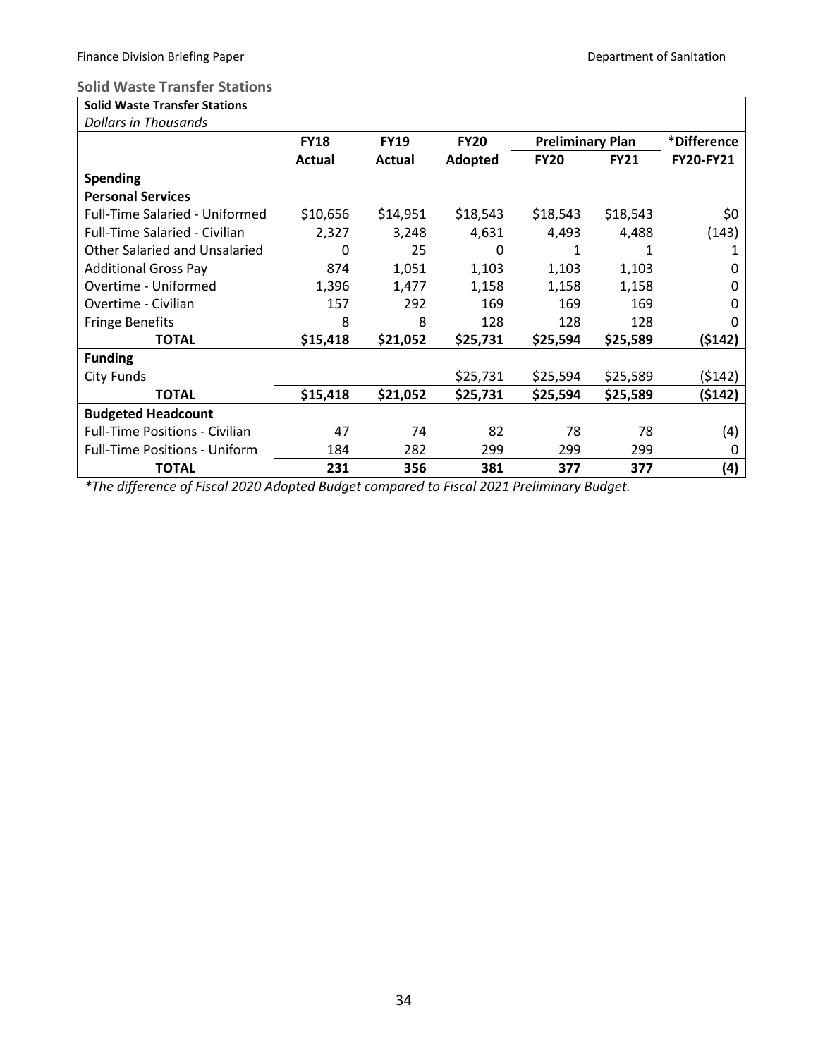### Solid Waste Transfer Stations

| Solid Waste Transfer Stations | | | | | | |
|---|---|---|---|---|---|---|
| *Dollars in Thousands* | | | | | | |
| | **FY18** | **FY19** | **FY20** | **Preliminary Plan** | | ***Difference** |
| | **Actual** | **Actual** | **Adopted** | **FY20** | **FY21** | **FY20-FY21** |
| **Spending** | | | | | | |
| **Personal Services** | | | | | | |
| Full-Time Salaried - Uniformed | $10,656 | $14,951 | $18,543 | $18,543 | $18,543 | $0 |
| Full-Time Salaried - Civilian | 2,327 | 3,248 | 4,631 | 4,493 | 4,488 | (143) |
| Other Salaried and Unsalaried | 0 | 25 | 0 | 1 | 1 | 1 |
| Additional Gross Pay | 874 | 1,051 | 1,103 | 1,103 | 1,103 | 0 |
| Overtime - Uniformed | 1,396 | 1,477 | 1,158 | 1,158 | 1,158 | 0 |
| Overtime - Civilian | 157 | 292 | 169 | 169 | 169 | 0 |
| Fringe Benefits | 8 | 8 | 128 | 128 | 128 | 0 |
| **TOTAL** | **$15,418** | **$21,052** | **$25,731** | **$25,594** | **$25,589** | **($142)** |
| **Funding** | | | | | | |
| City Funds | | | $25,731 | $25,594 | $25,589 | ($142) |
| **TOTAL** | **$15,418** | **$21,052** | **$25,731** | **$25,594** | **$25,589** | **($142)** |
| **Budgeted Headcount** | | | | | | |
| Full-Time Positions - Civilian | 47 | 74 | 82 | 78 | 78 | (4) |
| Full-Time Positions - Uniform | 184 | 282 | 299 | 299 | 299 | 0 |
| **TOTAL** | **231** | **356** | **381** | **377** | **377** | **(4)** |

*\*The difference of Fiscal 2020 Adopted Budget compared to Fiscal 2021 Preliminary Budget.*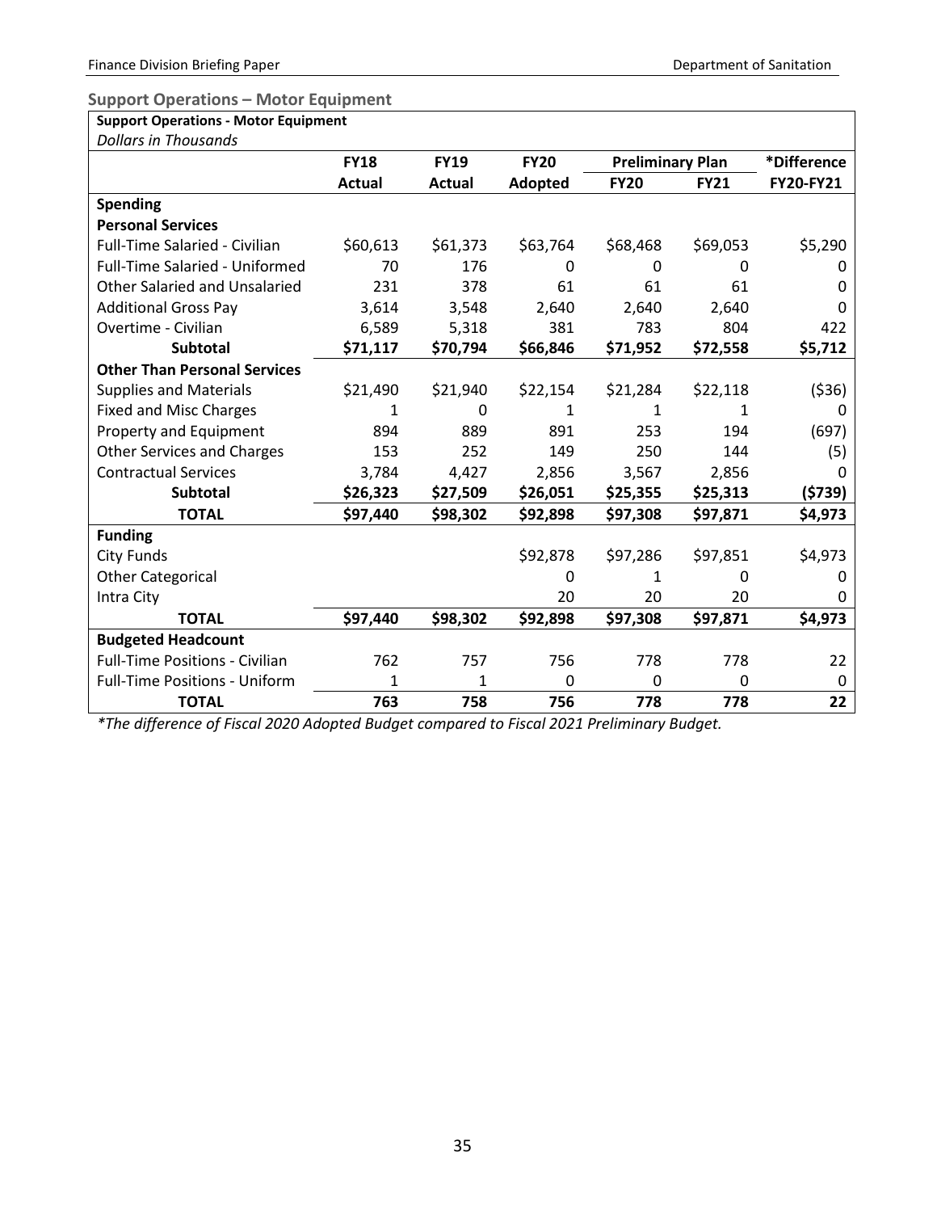### Support Operations – Motor Equipment

| Support Operations - Motor Equipment | | | | | | |
|---|---|---|---|---|---|---|
| *Dollars in Thousands* | | | | | | |
| | **FY18** | **FY19** | **FY20** | **Preliminary Plan** | | ***Difference** |
| | **Actual** | **Actual** | **Adopted** | **FY20** | **FY21** | **FY20-FY21** |
| **Spending** | | | | | | |
| **Personal Services** | | | | | | |
| Full-Time Salaried - Civilian | $60,613 | $61,373 | $63,764 | $68,468 | $69,053 | $5,290 |
| Full-Time Salaried - Uniformed | 70 | 176 | 0 | 0 | 0 | 0 |
| Other Salaried and Unsalaried | 231 | 378 | 61 | 61 | 61 | 0 |
| Additional Gross Pay | 3,614 | 3,548 | 2,640 | 2,640 | 2,640 | 0 |
| Overtime - Civilian | 6,589 | 5,318 | 381 | 783 | 804 | 422 |
| **Subtotal** | **$71,117** | **$70,794** | **$66,846** | **$71,952** | **$72,558** | **$5,712** |
| **Other Than Personal Services** | | | | | | |
| Supplies and Materials | $21,490 | $21,940 | $22,154 | $21,284 | $22,118 | ($36) |
| Fixed and Misc Charges | 1 | 0 | 1 | 1 | 1 | 0 |
| Property and Equipment | 894 | 889 | 891 | 253 | 194 | (697) |
| Other Services and Charges | 153 | 252 | 149 | 250 | 144 | (5) |
| Contractual Services | 3,784 | 4,427 | 2,856 | 3,567 | 2,856 | 0 |
| **Subtotal** | **$26,323** | **$27,509** | **$26,051** | **$25,355** | **$25,313** | **($739)** |
| **TOTAL** | **$97,440** | **$98,302** | **$92,898** | **$97,308** | **$97,871** | **$4,973** |
| **Funding** | | | | | | |
| City Funds | | | $92,878 | $97,286 | $97,851 | $4,973 |
| Other Categorical | | | 0 | 1 | 0 | 0 |
| Intra City | | | 20 | 20 | 20 | 0 |
| **TOTAL** | **$97,440** | **$98,302** | **$92,898** | **$97,308** | **$97,871** | **$4,973** |
| **Budgeted Headcount** | | | | | | |
| Full-Time Positions - Civilian | 762 | 757 | 756 | 778 | 778 | 22 |
| Full-Time Positions - Uniform | 1 | 1 | 0 | 0 | 0 | 0 |
| **TOTAL** | **763** | **758** | **756** | **778** | **778** | **22** |

**The difference of Fiscal 2020 Adopted Budget compared to Fiscal 2021 Preliminary Budget.*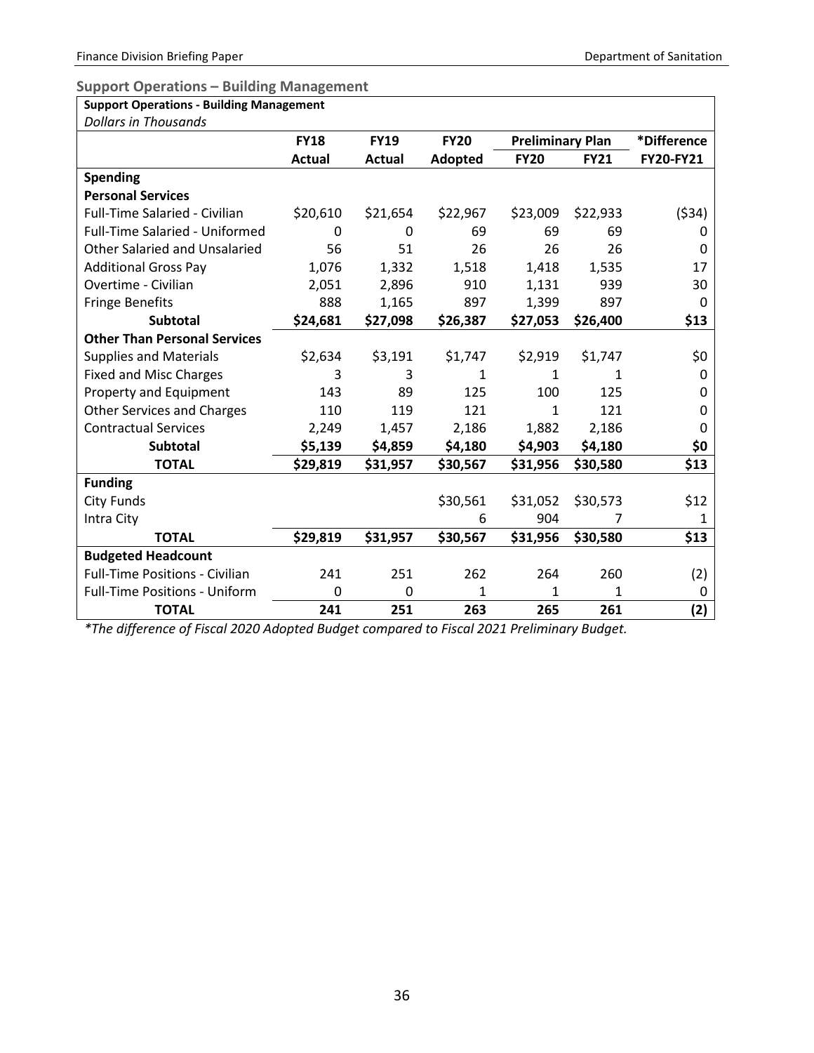## Support Operations – Building Management

| Support Operations - Building Management | | | | | | |
|---|---|---|---|---|---|---|
| *Dollars in Thousands* | | | | | | |
| | FY18 | FY19 | FY20 | Preliminary Plan | | *Difference |
| | Actual | Actual | Adopted | FY20 | FY21 | FY20-FY21 |
| **Spending** | | | | | | |
| **Personal Services** | | | | | | |
| Full-Time Salaried - Civilian | $20,610 | $21,654 | $22,967 | $23,009 | $22,933 | ($34) |
| Full-Time Salaried - Uniformed | 0 | 0 | 69 | 69 | 69 | 0 |
| Other Salaried and Unsalaried | 56 | 51 | 26 | 26 | 26 | 0 |
| Additional Gross Pay | 1,076 | 1,332 | 1,518 | 1,418 | 1,535 | 17 |
| Overtime - Civilian | 2,051 | 2,896 | 910 | 1,131 | 939 | 30 |
| Fringe Benefits | 888 | 1,165 | 897 | 1,399 | 897 | 0 |
| **Subtotal** | **$24,681** | **$27,098** | **$26,387** | **$27,053** | **$26,400** | **$13** |
| **Other Than Personal Services** | | | | | | |
| Supplies and Materials | $2,634 | $3,191 | $1,747 | $2,919 | $1,747 | $0 |
| Fixed and Misc Charges | 3 | 3 | 1 | 1 | 1 | 0 |
| Property and Equipment | 143 | 89 | 125 | 100 | 125 | 0 |
| Other Services and Charges | 110 | 119 | 121 | 1 | 121 | 0 |
| Contractual Services | 2,249 | 1,457 | 2,186 | 1,882 | 2,186 | 0 |
| **Subtotal** | **$5,139** | **$4,859** | **$4,180** | **$4,903** | **$4,180** | **$0** |
| **TOTAL** | **$29,819** | **$31,957** | **$30,567** | **$31,956** | **$30,580** | **$13** |
| **Funding** | | | | | | |
| City Funds | | | $30,561 | $31,052 | $30,573 | $12 |
| Intra City | | | 6 | 904 | 7 | 1 |
| **TOTAL** | **$29,819** | **$31,957** | **$30,567** | **$31,956** | **$30,580** | **$13** |
| **Budgeted Headcount** | | | | | | |
| Full-Time Positions - Civilian | 241 | 251 | 262 | 264 | 260 | (2) |
| Full-Time Positions - Uniform | 0 | 0 | 1 | 1 | 1 | 0 |
| **TOTAL** | **241** | **251** | **263** | **265** | **261** | **(2)** |

*\*The difference of Fiscal 2020 Adopted Budget compared to Fiscal 2021 Preliminary Budget.*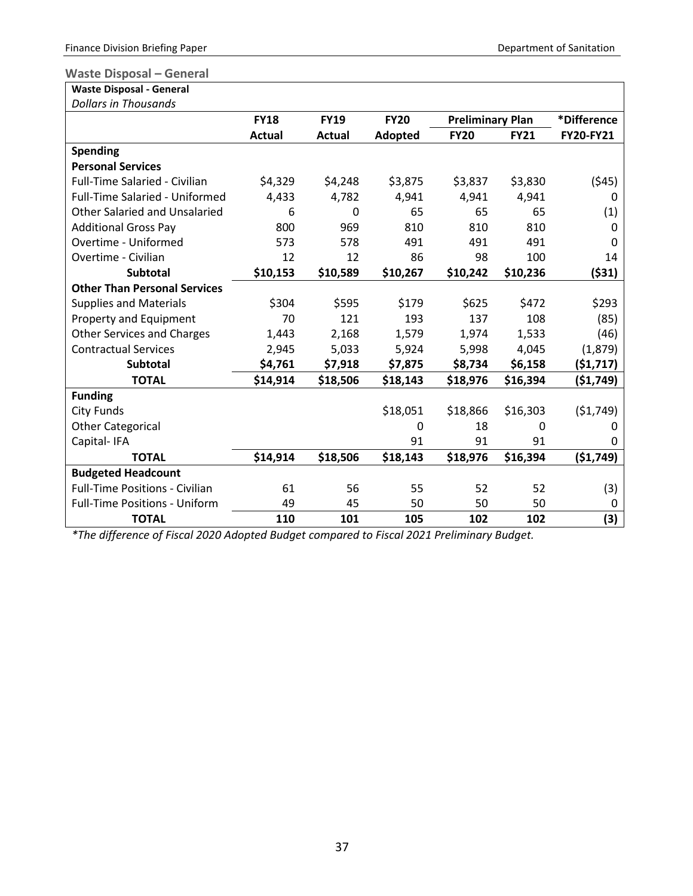### Waste Disposal – General

| Waste Disposal - General<br>*Dollars in Thousands* | FY18 | FY19 | FY20 | Preliminary Plan | | *Difference |
|---|---|---|---|---|---|---|
| | Actual | Actual | Adopted | FY20 | FY21 | FY20-FY21 |
| **Spending** | | | | | | |
| **Personal Services** | | | | | | |
| Full-Time Salaried - Civilian | $4,329 | $4,248 | $3,875 | $3,837 | $3,830 | ($45) |
| Full-Time Salaried - Uniformed | 4,433 | 4,782 | 4,941 | 4,941 | 4,941 | 0 |
| Other Salaried and Unsalaried | 6 | 0 | 65 | 65 | 65 | (1) |
| Additional Gross Pay | 800 | 969 | 810 | 810 | 810 | 0 |
| Overtime - Uniformed | 573 | 578 | 491 | 491 | 491 | 0 |
| Overtime - Civilian | 12 | 12 | 86 | 98 | 100 | 14 |
| **Subtotal** | **$10,153** | **$10,589** | **$10,267** | **$10,242** | **$10,236** | **($31)** |
| **Other Than Personal Services** | | | | | | |
| Supplies and Materials | $304 | $595 | $179 | $625 | $472 | $293 |
| Property and Equipment | 70 | 121 | 193 | 137 | 108 | (85) |
| Other Services and Charges | 1,443 | 2,168 | 1,579 | 1,974 | 1,533 | (46) |
| Contractual Services | 2,945 | 5,033 | 5,924 | 5,998 | 4,045 | (1,879) |
| **Subtotal** | **$4,761** | **$7,918** | **$7,875** | **$8,734** | **$6,158** | **($1,717)** |
| **TOTAL** | **$14,914** | **$18,506** | **$18,143** | **$18,976** | **$16,394** | **($1,749)** |
| **Funding** | | | | | | |
| City Funds | | | $18,051 | $18,866 | $16,303 | ($1,749) |
| Other Categorical | | | 0 | 18 | 0 | 0 |
| Capital- IFA | | | 91 | 91 | 91 | 0 |
| **TOTAL** | **$14,914** | **$18,506** | **$18,143** | **$18,976** | **$16,394** | **($1,749)** |
| **Budgeted Headcount** | | | | | | |
| Full-Time Positions - Civilian | 61 | 56 | 55 | 52 | 52 | (3) |
| Full-Time Positions - Uniform | 49 | 45 | 50 | 50 | 50 | 0 |
| **TOTAL** | **110** | **101** | **105** | **102** | **102** | **(3)** |

*\*The difference of Fiscal 2020 Adopted Budget compared to Fiscal 2021 Preliminary Budget.*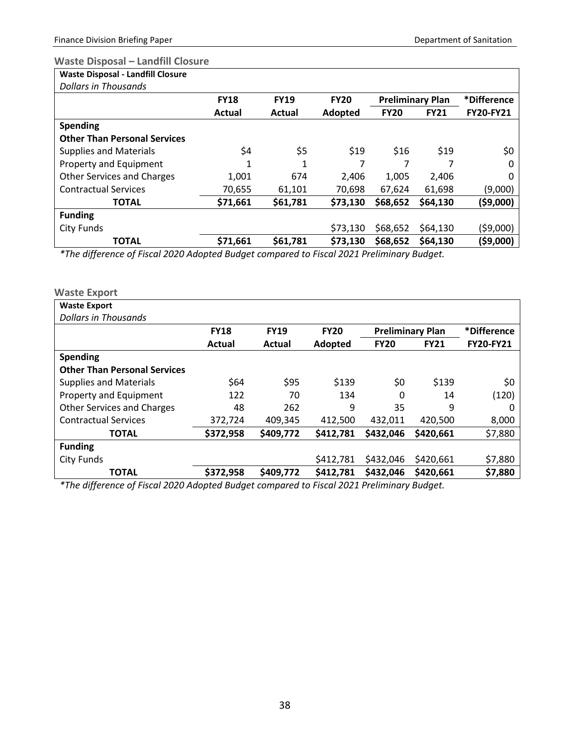### Waste Disposal – Landfill Closure

| Waste Disposal - Landfill Closure<br>*Dollars in Thousands* | FY18 | FY19 | FY20 | Preliminary Plan | | *Difference |
|---|---|---|---|---|---|---|
| | Actual | Actual | Adopted | FY20 | FY21 | FY20-FY21 |
| **Spending** | | | | | | |
| **Other Than Personal Services** | | | | | | |
| Supplies and Materials | $4 | $5 | $19 | $16 | $19 | $0 |
| Property and Equipment | 1 | 1 | 7 | 7 | 7 | 0 |
| Other Services and Charges | 1,001 | 674 | 2,406 | 1,005 | 2,406 | 0 |
| Contractual Services | 70,655 | 61,101 | 70,698 | 67,624 | 61,698 | (9,000) |
| **TOTAL** | **$71,661** | **$61,781** | **$73,130** | **$68,652** | **$64,130** | **($9,000)** |
| **Funding** | | | | | | |
| City Funds | | | $73,130 | $68,652 | $64,130 | ($9,000) |
| **TOTAL** | **$71,661** | **$61,781** | **$73,130** | **$68,652** | **$64,130** | **($9,000)** |

*\*The difference of Fiscal 2020 Adopted Budget compared to Fiscal 2021 Preliminary Budget.*

### Waste Export

| Waste Export<br>*Dollars in Thousands* | FY18 | FY19 | FY20 | Preliminary Plan | | *Difference |
|---|---|---|---|---|---|---|
| | Actual | Actual | Adopted | FY20 | FY21 | FY20-FY21 |
| **Spending** | | | | | | |
| **Other Than Personal Services** | | | | | | |
| Supplies and Materials | $64 | $95 | $139 | $0 | $139 | $0 |
| Property and Equipment | 122 | 70 | 134 | 0 | 14 | (120) |
| Other Services and Charges | 48 | 262 | 9 | 35 | 9 | 0 |
| Contractual Services | 372,724 | 409,345 | 412,500 | 432,011 | 420,500 | 8,000 |
| **TOTAL** | **$372,958** | **$409,772** | **$412,781** | **$432,046** | **$420,661** | $7,880 |
| **Funding** | | | | | | |
| City Funds | | | $412,781 | $432,046 | $420,661 | $7,880 |
| **TOTAL** | **$372,958** | **$409,772** | **$412,781** | **$432,046** | **$420,661** | **$7,880** |

*\*The difference of Fiscal 2020 Adopted Budget compared to Fiscal 2021 Preliminary Budget.*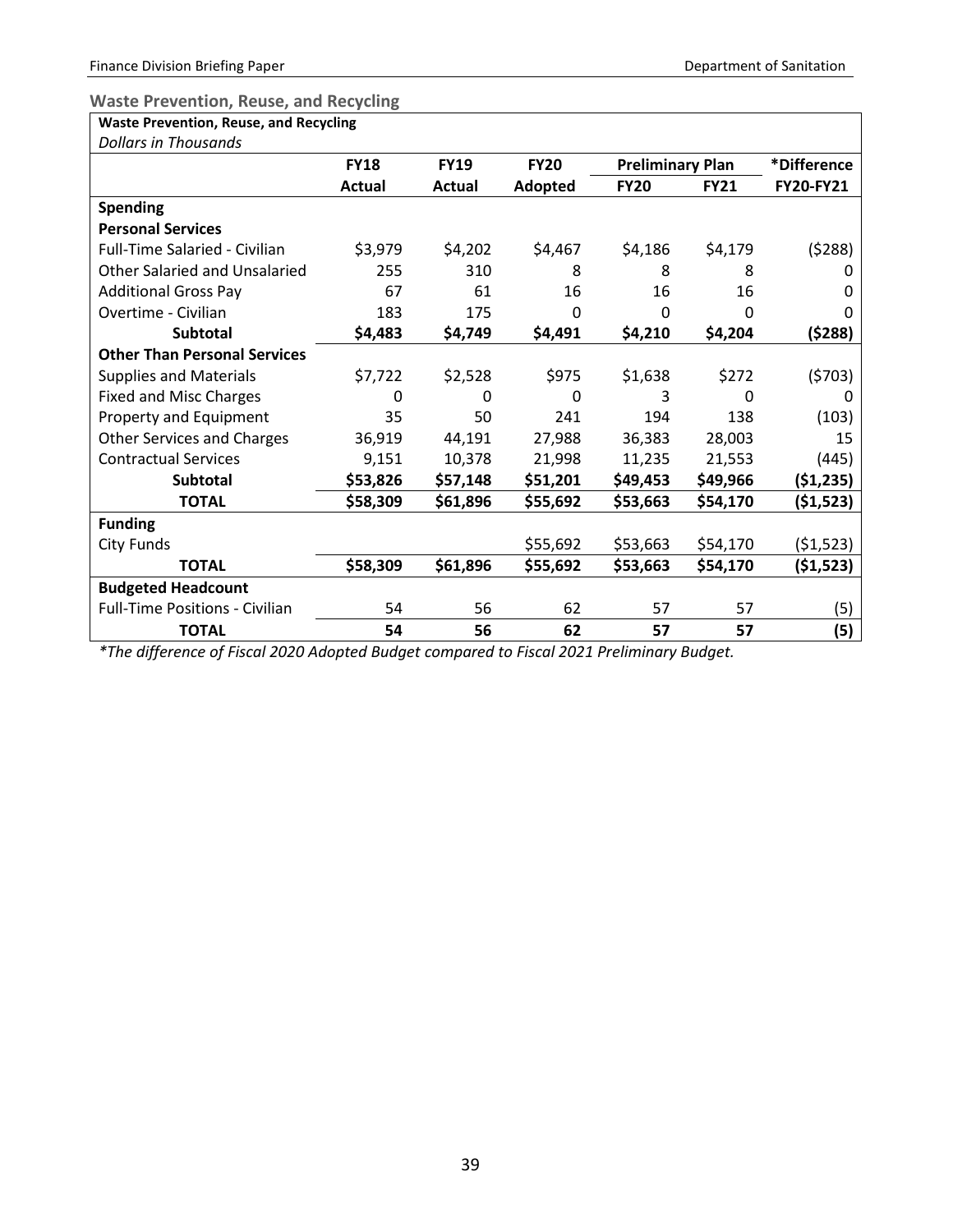### Waste Prevention, Reuse, and Recycling

| Waste Prevention, Reuse, and Recycling | | | | | | |
|---|---|---|---|---|---|---|
| *Dollars in Thousands* | | | | | | |
| | FY18 | FY19 | FY20 | Preliminary Plan | | *Difference |
| | Actual | Actual | Adopted | FY20 | FY21 | FY20-FY21 |
| **Spending** | | | | | | |
| **Personal Services** | | | | | | |
| Full-Time Salaried - Civilian | $3,979 | $4,202 | $4,467 | $4,186 | $4,179 | ($288) |
| Other Salaried and Unsalaried | 255 | 310 | 8 | 8 | 8 | 0 |
| Additional Gross Pay | 67 | 61 | 16 | 16 | 16 | 0 |
| Overtime - Civilian | 183 | 175 | 0 | 0 | 0 | 0 |
| **Subtotal** | **$4,483** | **$4,749** | **$4,491** | **$4,210** | **$4,204** | **($288)** |
| **Other Than Personal Services** | | | | | | |
| Supplies and Materials | $7,722 | $2,528 | $975 | $1,638 | $272 | ($703) |
| Fixed and Misc Charges | 0 | 0 | 0 | 3 | 0 | 0 |
| Property and Equipment | 35 | 50 | 241 | 194 | 138 | (103) |
| Other Services and Charges | 36,919 | 44,191 | 27,988 | 36,383 | 28,003 | 15 |
| Contractual Services | 9,151 | 10,378 | 21,998 | 11,235 | 21,553 | (445) |
| **Subtotal** | **$53,826** | **$57,148** | **$51,201** | **$49,453** | **$49,966** | **($1,235)** |
| **TOTAL** | **$58,309** | **$61,896** | **$55,692** | **$53,663** | **$54,170** | **($1,523)** |
| **Funding** | | | | | | |
| City Funds | | | $55,692 | $53,663 | $54,170 | ($1,523) |
| **TOTAL** | **$58,309** | **$61,896** | **$55,692** | **$53,663** | **$54,170** | **($1,523)** |
| **Budgeted Headcount** | | | | | | |
| Full-Time Positions - Civilian | 54 | 56 | 62 | 57 | 57 | (5) |
| **TOTAL** | **54** | **56** | **62** | **57** | **57** | **(5)** |

*\*The difference of Fiscal 2020 Adopted Budget compared to Fiscal 2021 Preliminary Budget.*